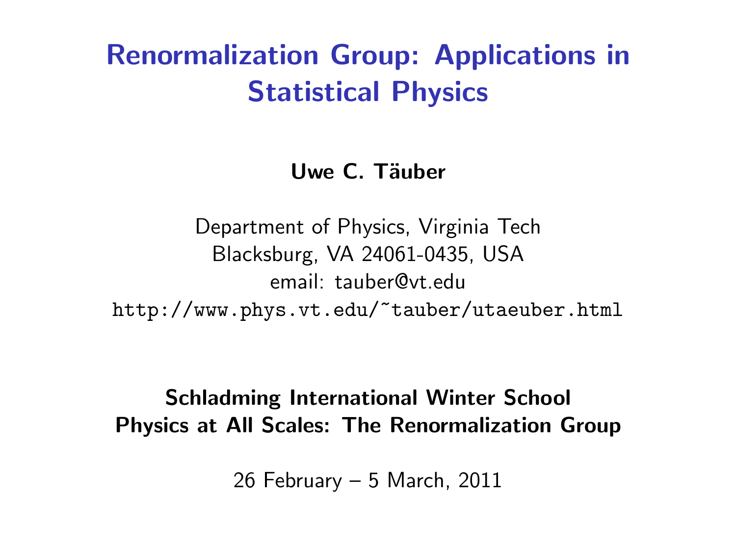# Renormalization Group: Applications in Statistical Physics

**Uwe C. Täuber**

Department of Physics, Virginia Tech
Blacksburg, VA 24061-0435, USA
email: tauber@vt.edu
http://www.phys.vt.edu/~tauber/utaeuber.html

**Schladming International Winter School**
**Physics at All Scales: The Renormalization Group**

26 February – 5 March, 2011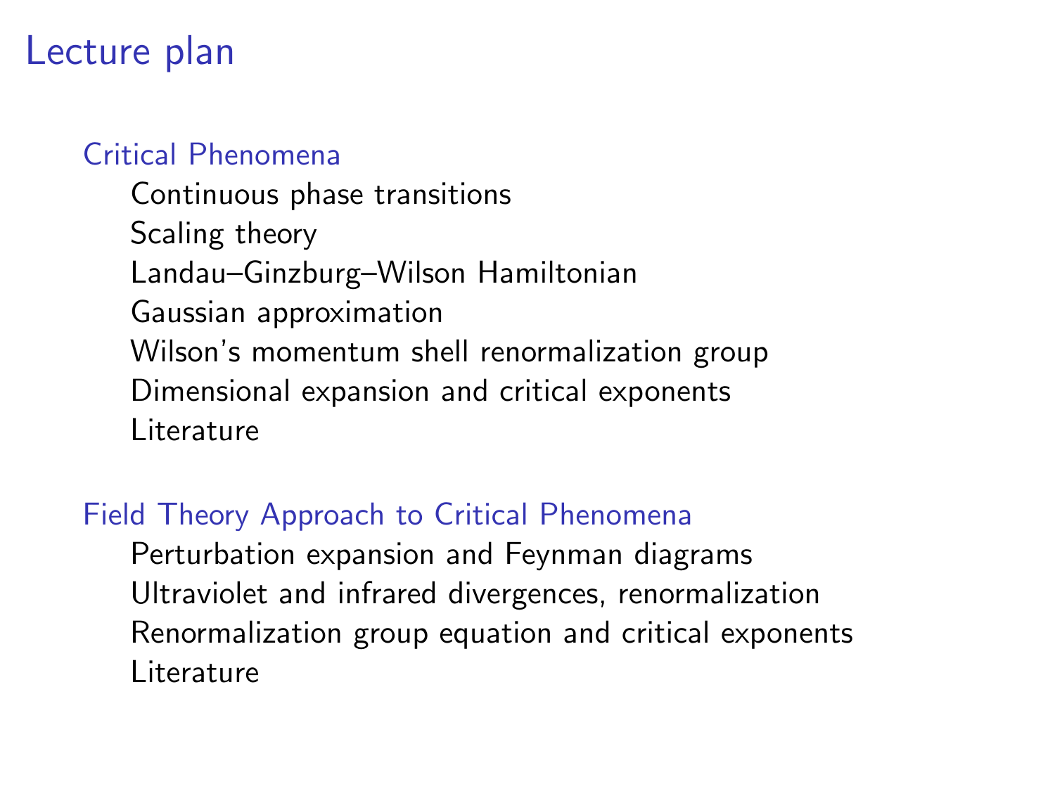# Lecture plan

## Critical Phenomena

- Continuous phase transitions
- Scaling theory
- Landau–Ginzburg–Wilson Hamiltonian
- Gaussian approximation
- Wilson's momentum shell renormalization group
- Dimensional expansion and critical exponents
- Literature

## Field Theory Approach to Critical Phenomena

- Perturbation expansion and Feynman diagrams
- Ultraviolet and infrared divergences, renormalization
- Renormalization group equation and critical exponents
- Literature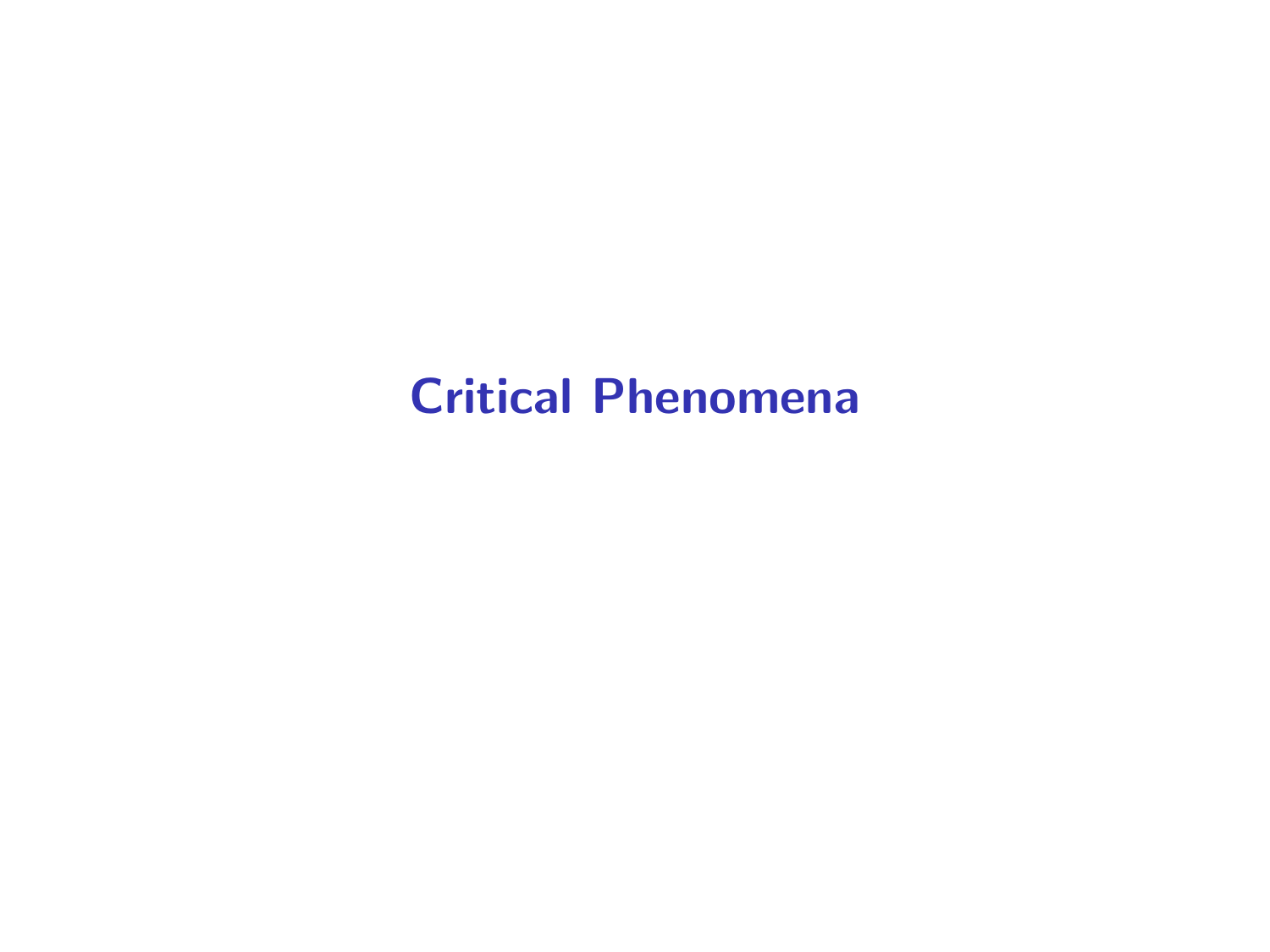# Critical Phenomena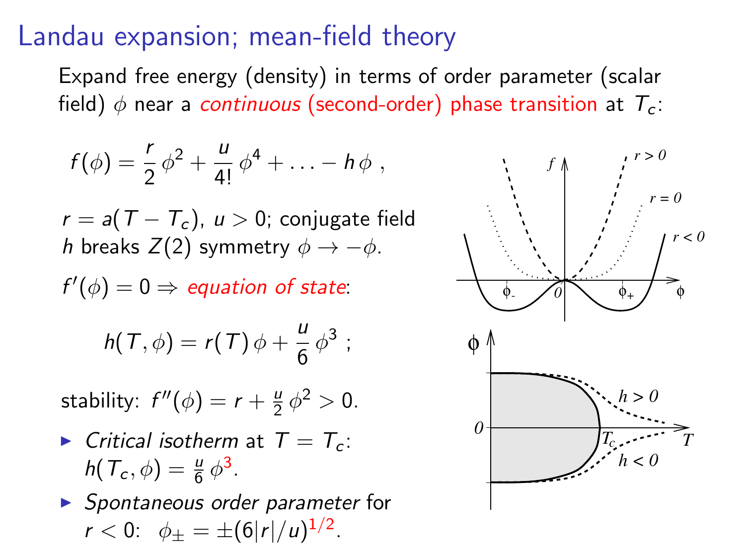# Landau expansion; mean-field theory

Expand free energy (density) in terms of order parameter (scalar field) $\phi$ near a *continuous* (second-order) phase transition at $T_c$:

$$f(\phi) = \frac{r}{2}\,\phi^2 + \frac{u}{4!}\,\phi^4 + \ldots - h\,\phi \ ,$$

$r = a(T - T_c)$, $u > 0$; conjugate field $h$ breaks $Z(2)$ symmetry $\phi \to -\phi$.

$f'(\phi) = 0 \Rightarrow$ *equation of state*:

$$h(T,\phi) = r(T)\,\phi + \frac{u}{6}\,\phi^3 \ ;$$

stability: $f''(\phi) = r + \frac{u}{2}\,\phi^2 > 0$.

- *Critical isotherm* at $T = T_c$: $h(T_c,\phi) = \frac{u}{6}\,\phi^3$.
- *Spontaneous order parameter* for $r < 0$: $\phi_\pm = \pm(6|r|/u)^{1/2}$.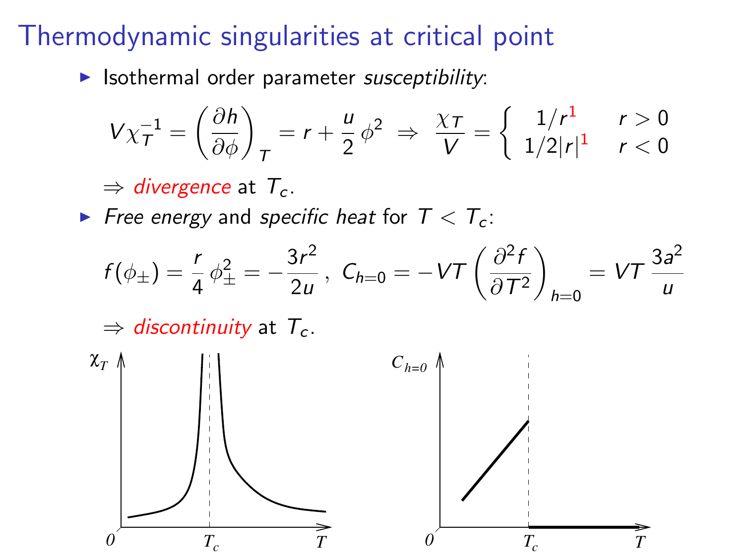# Thermodynamic singularities at critical point

- Isothermal order parameter *susceptibility*:

$$V\chi_T^{-1} = \left(\frac{\partial h}{\partial \phi}\right)_T = r + \frac{u}{2}\,\phi^2 \;\Rightarrow\; \frac{\chi_T}{V} = \begin{cases} 1/r^{1} & r > 0 \\ 1/2|r|^{1} & r < 0 \end{cases}$$

$\Rightarrow$ *divergence* at $T_c$.

- *Free energy* and *specific heat* for $T < T_c$:

$$f(\phi_\pm) = \frac{r}{4}\,\phi_\pm^2 = -\frac{3r^2}{2u}\,,\; C_{h=0} = -VT\left(\frac{\partial^2 f}{\partial T^2}\right)_{h=0} = VT\,\frac{3a^2}{u}$$

$\Rightarrow$ *discontinuity* at $T_c$.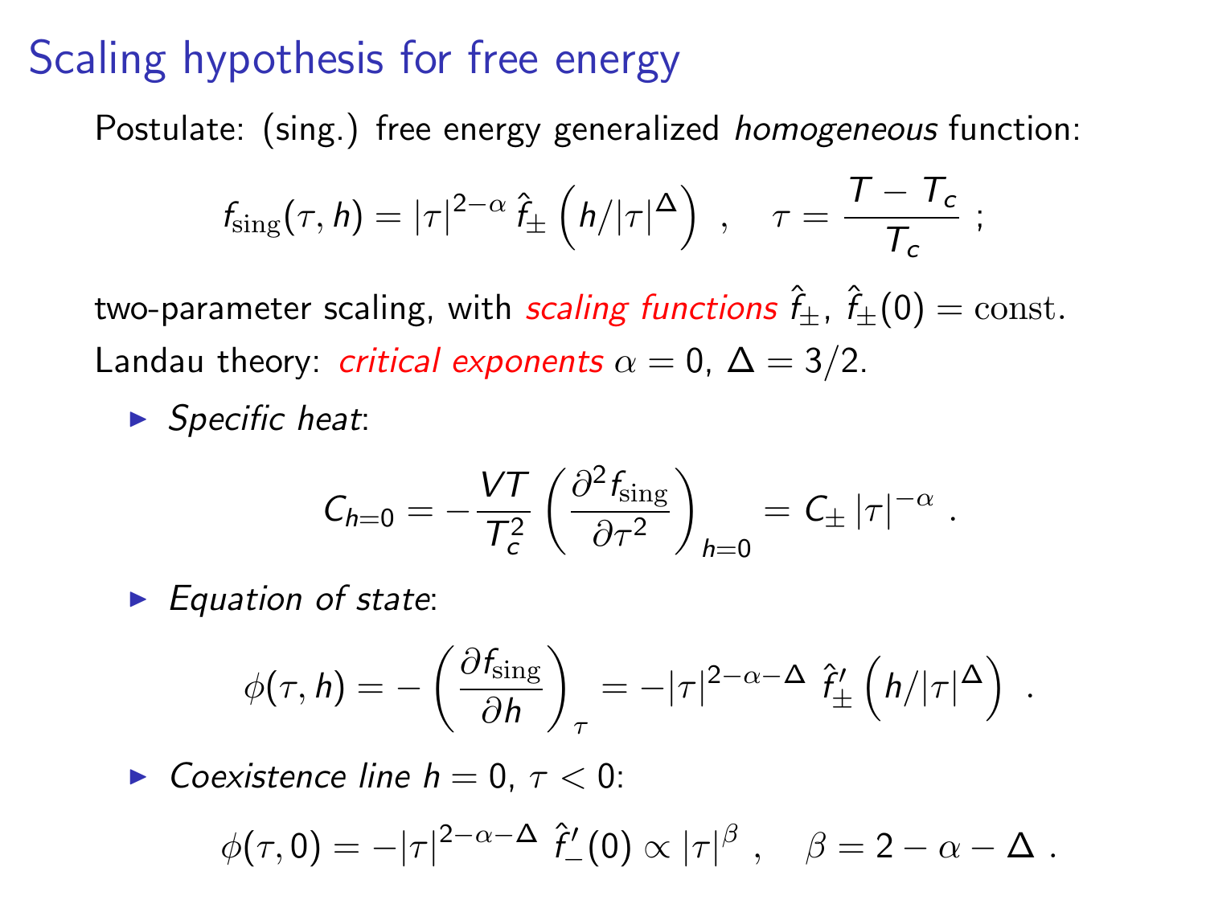# Scaling hypothesis for free energy

Postulate: (sing.) free energy generalized *homogeneous* function:

$$f_{\rm sing}(\tau, h) = |\tau|^{2-\alpha} \, \hat{f}_\pm \left( h/|\tau|^\Delta \right) \ , \quad \tau = \frac{T - T_c}{T_c} \ ;$$

two-parameter scaling, with *scaling functions* $\hat{f}_\pm$, $\hat{f}_\pm(0) = \text{const.}$
Landau theory: *critical exponents* $\alpha = 0$, $\Delta = 3/2$.

- *Specific heat*:

$$C_{h=0} = -\frac{VT}{T_c^2} \left( \frac{\partial^2 f_{\rm sing}}{\partial \tau^2} \right)_{h=0} = C_\pm \, |\tau|^{-\alpha} \ .$$

- *Equation of state*:

$$\phi(\tau, h) = -\left( \frac{\partial f_{\rm sing}}{\partial h} \right)_\tau = -|\tau|^{2-\alpha-\Delta} \ \hat{f}_\pm' \left( h/|\tau|^\Delta \right) \ .$$

- *Coexistence line* $h = 0$, $\tau < 0$:

$$\phi(\tau, 0) = -|\tau|^{2-\alpha-\Delta} \ \hat{f}_-'(0) \propto |\tau|^\beta \ , \quad \beta = 2 - \alpha - \Delta \ .$$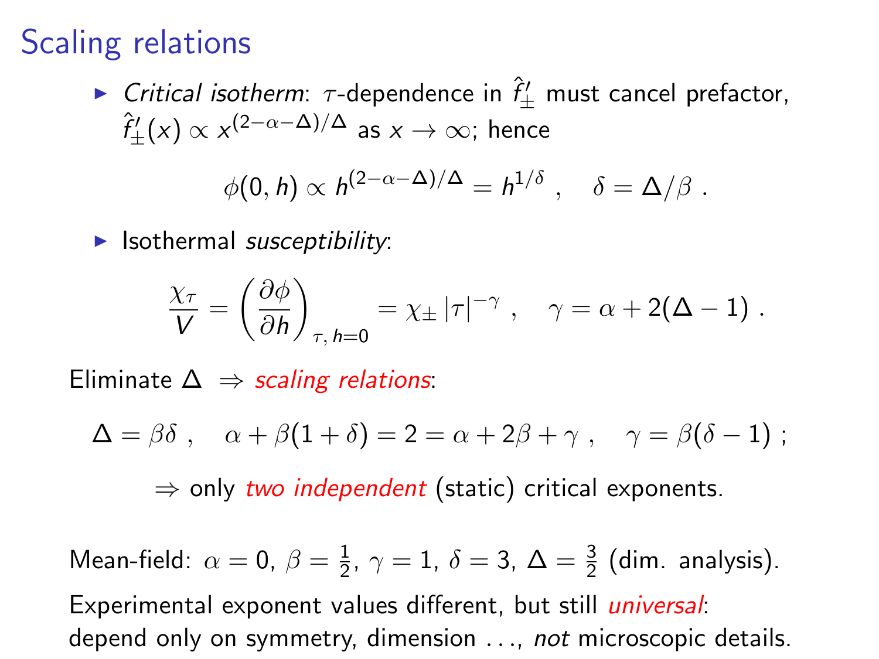# Scaling relations

- *Critical isotherm*: $\tau$-dependence in $\hat{f}'_\pm$ must cancel prefactor, $\hat{f}'_\pm(x) \propto x^{(2-\alpha-\Delta)/\Delta}$ as $x \to \infty$; hence

$$\phi(0, h) \propto h^{(2-\alpha-\Delta)/\Delta} = h^{1/\delta} \ , \quad \delta = \Delta/\beta \ .$$

- Isothermal *susceptibility*:

$$\frac{\chi_\tau}{V} = \left(\frac{\partial \phi}{\partial h}\right)_{\tau,\, h=0} = \chi_\pm \, |\tau|^{-\gamma} \ , \quad \gamma = \alpha + 2(\Delta - 1) \ .$$

Eliminate $\Delta$ $\Rightarrow$ *scaling relations*:

$$\Delta = \beta\delta \ , \quad \alpha + \beta(1+\delta) = 2 = \alpha + 2\beta + \gamma \ , \quad \gamma = \beta(\delta - 1) \ ;$$

$\Rightarrow$ only *two independent* (static) critical exponents.

Mean-field: $\alpha = 0$, $\beta = \frac{1}{2}$, $\gamma = 1$, $\delta = 3$, $\Delta = \frac{3}{2}$ (dim. analysis).

Experimental exponent values different, but still *universal*: depend only on symmetry, dimension ..., *not* microscopic details.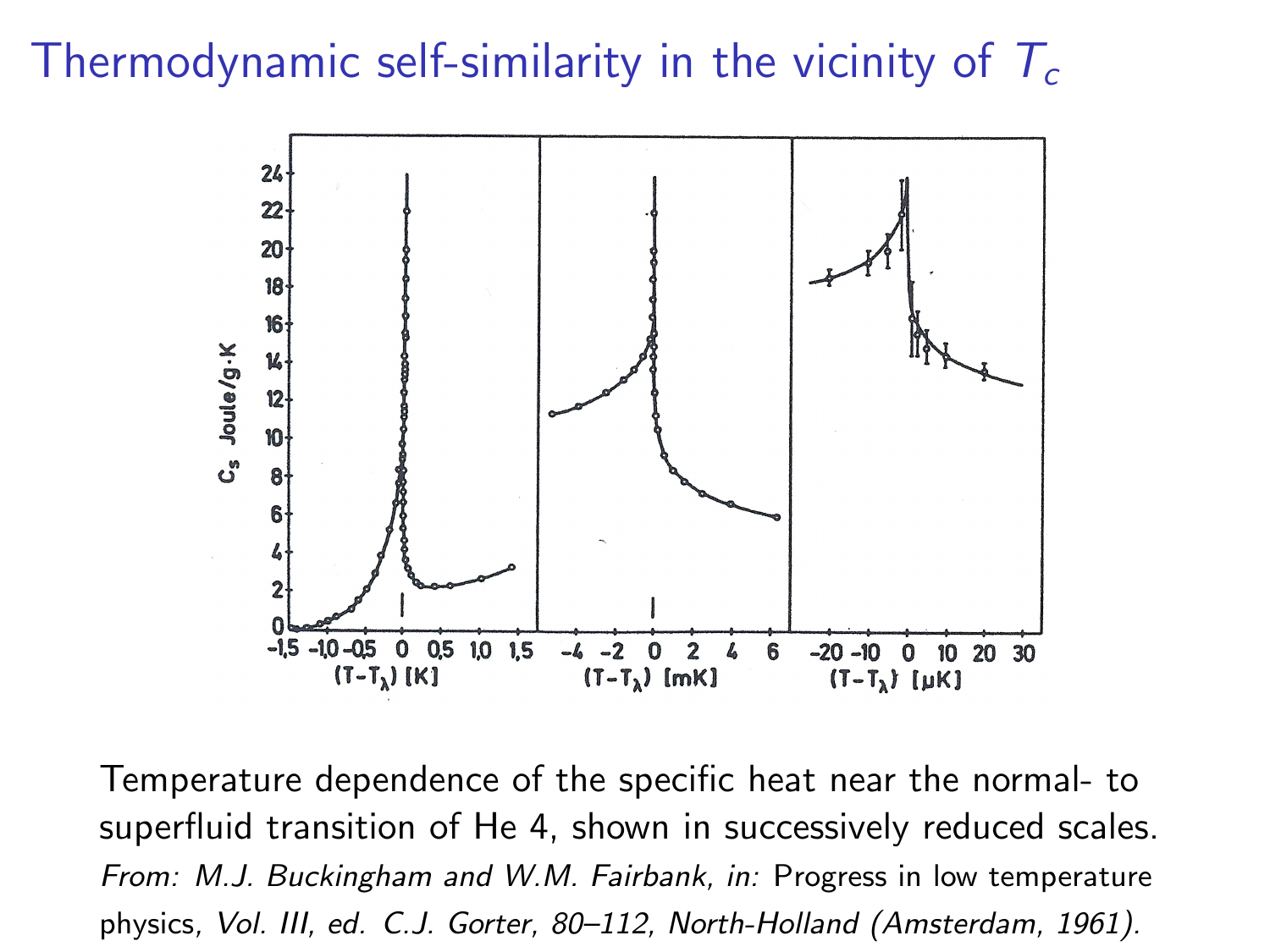# Thermodynamic self-similarity in the vicinity of $T_c$

Temperature dependence of the specific heat near the normal- to superfluid transition of He 4, shown in successively reduced scales.
*From: M.J. Buckingham and W.M. Fairbank, in:* Progress in low temperature physics, *Vol. III, ed. C.J. Gorter, 80–112, North-Holland (Amsterdam, 1961).*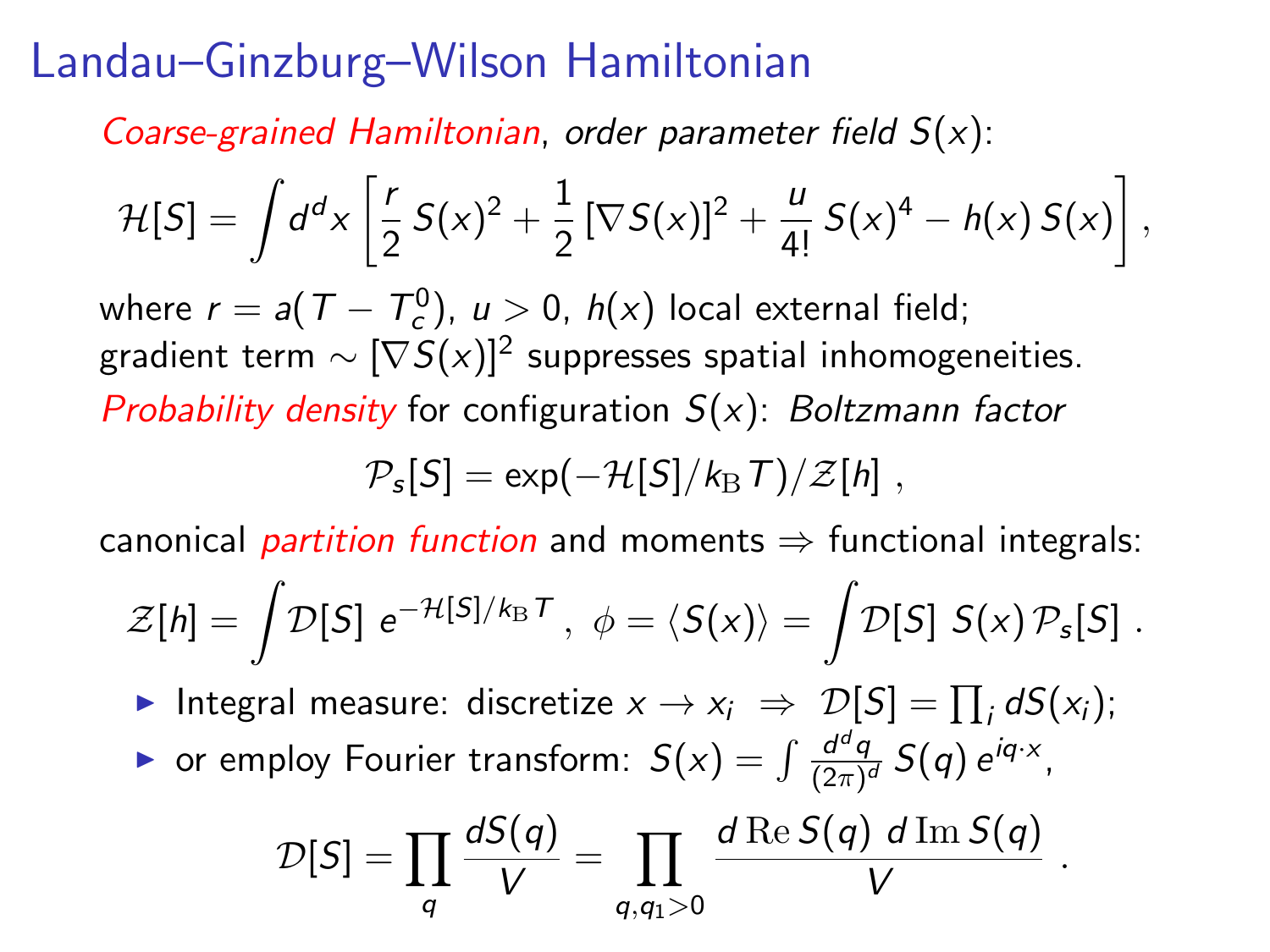# Landau–Ginzburg–Wilson Hamiltonian

*Coarse-grained Hamiltonian, order parameter field $S(x)$:*

$$\mathcal{H}[S] = \int d^d x \left[ \frac{r}{2}\, S(x)^2 + \frac{1}{2}\, [\nabla S(x)]^2 + \frac{u}{4!}\, S(x)^4 - h(x)\, S(x) \right],$$

where $r = a(T - T_c^0)$, $u > 0$, $h(x)$ local external field;
gradient term $\sim [\nabla S(x)]^2$ suppresses spatial inhomogeneities.
*Probability density* for configuration $S(x)$: *Boltzmann factor*

$$\mathcal{P}_s[S] = \exp(-\mathcal{H}[S]/k_{\rm B} T)/\mathcal{Z}[h]\ ,$$

canonical *partition function* and moments $\Rightarrow$ functional integrals:

$$\mathcal{Z}[h] = \int \mathcal{D}[S]\ e^{-\mathcal{H}[S]/k_{\rm B} T}\ ,\ \phi = \langle S(x) \rangle = \int \mathcal{D}[S]\ S(x)\, \mathcal{P}_s[S]\ .$$

- Integral measure: discretize $x \to x_i \ \Rightarrow\ \mathcal{D}[S] = \prod_i dS(x_i)$;
- or employ Fourier transform: $S(x) = \int \frac{d^d q}{(2\pi)^d}\, S(q)\, e^{iq\cdot x}$,

$$\mathcal{D}[S] = \prod_q \frac{dS(q)}{V} = \prod_{q, q_1 > 0} \frac{d\, \mathrm{Re}\, S(q)\ d\, \mathrm{Im}\, S(q)}{V}\ .$$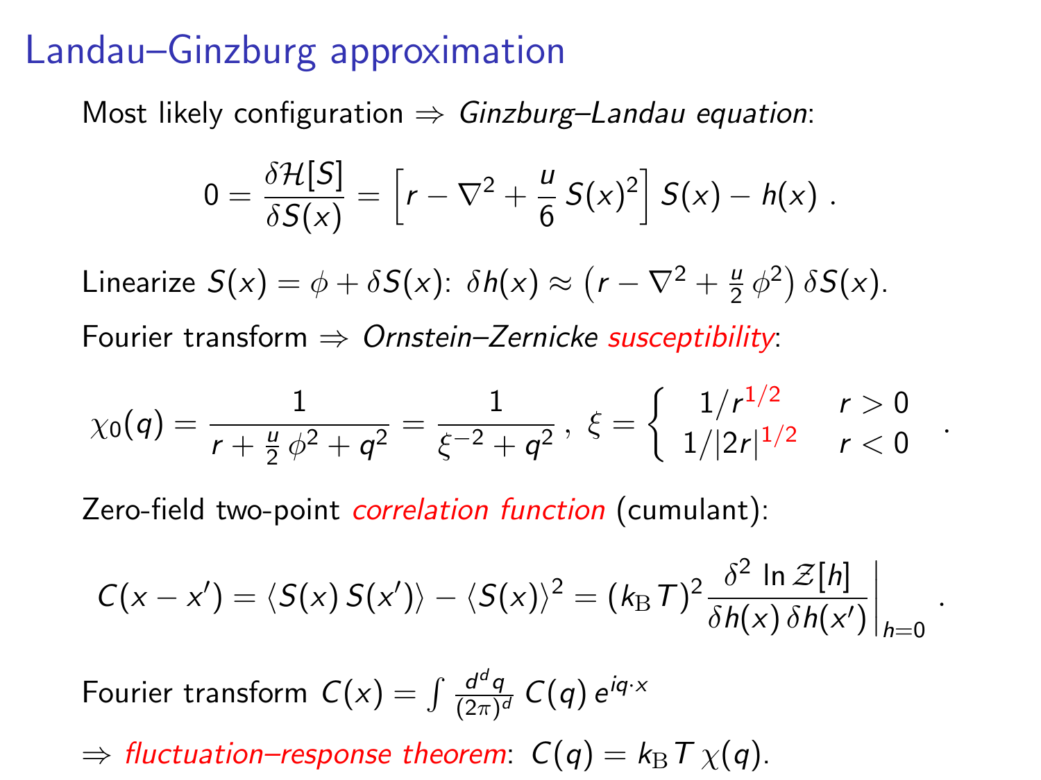# Landau–Ginzburg approximation

Most likely configuration ⇒ *Ginzburg–Landau equation*:

$$0 = \frac{\delta \mathcal{H}[S]}{\delta S(x)} = \left[ r - \nabla^2 + \frac{u}{6} S(x)^2 \right] S(x) - h(x) \; .$$

Linearize $S(x) = \phi + \delta S(x)$: $\delta h(x) \approx \left( r - \nabla^2 + \frac{u}{2} \phi^2 \right) \delta S(x)$.

Fourier transform ⇒ *Ornstein–Zernicke susceptibility*:

$$\chi_0(q) = \frac{1}{r + \frac{u}{2} \phi^2 + q^2} = \frac{1}{\xi^{-2} + q^2} \, , \; \xi = \begin{cases} 1/r^{1/2} & r > 0 \\ 1/|2r|^{1/2} & r < 0 \end{cases} \; .$$

Zero-field two-point *correlation function* (cumulant):

$$C(x - x') = \langle S(x) \, S(x') \rangle - \langle S(x) \rangle^2 = (k_{\mathrm{B}} T)^2 \frac{\delta^2 \ln \mathcal{Z}[h]}{\delta h(x) \, \delta h(x')} \bigg|_{h=0} \; .$$

Fourier transform $C(x) = \int \frac{d^d q}{(2\pi)^d} \, C(q) \, e^{iq \cdot x}$

⇒ *fluctuation–response theorem*: $C(q) = k_{\mathrm{B}} T \, \chi(q)$.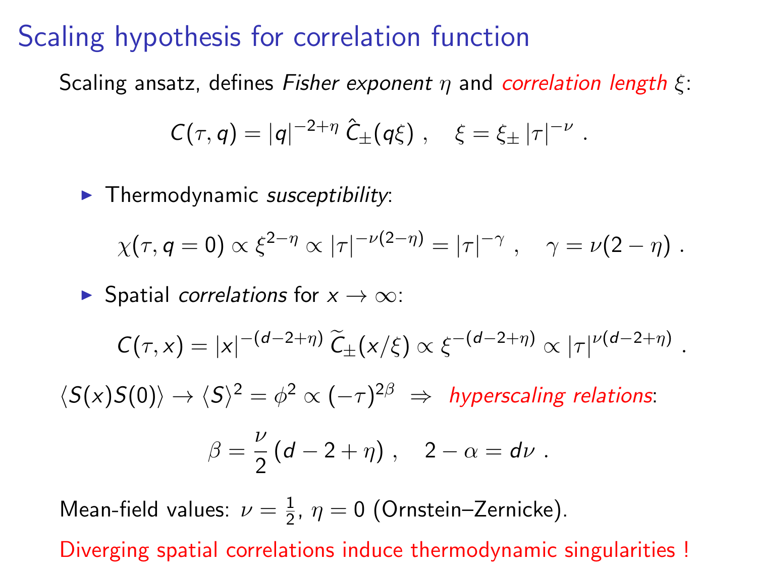# Scaling hypothesis for correlation function

Scaling ansatz, defines *Fisher exponent* $\eta$ and *correlation length* $\xi$:

$$C(\tau, q) = |q|^{-2+\eta} \, \hat{C}_{\pm}(q\xi) \ , \quad \xi = \xi_{\pm} \, |\tau|^{-\nu} \ .$$

- Thermodynamic *susceptibility*:

$$\chi(\tau, q = 0) \propto \xi^{2-\eta} \propto |\tau|^{-\nu(2-\eta)} = |\tau|^{-\gamma} \ , \quad \gamma = \nu(2 - \eta) \ .$$

- Spatial *correlations* for $x \to \infty$:

$$C(\tau, x) = |x|^{-(d-2+\eta)} \, \widetilde{C}_{\pm}(x/\xi) \propto \xi^{-(d-2+\eta)} \propto |\tau|^{\nu(d-2+\eta)} \ .$$

$\langle S(x)S(0)\rangle \to \langle S\rangle^2 = \phi^2 \propto (-\tau)^{2\beta} \ \Rightarrow$ *hyperscaling relations*:

$$\beta = \frac{\nu}{2} \, (d - 2 + \eta) \ , \quad 2 - \alpha = d\nu \ .$$

Mean-field values: $\nu = \frac{1}{2}$, $\eta = 0$ (Ornstein–Zernicke).

Diverging spatial correlations induce thermodynamic singularities !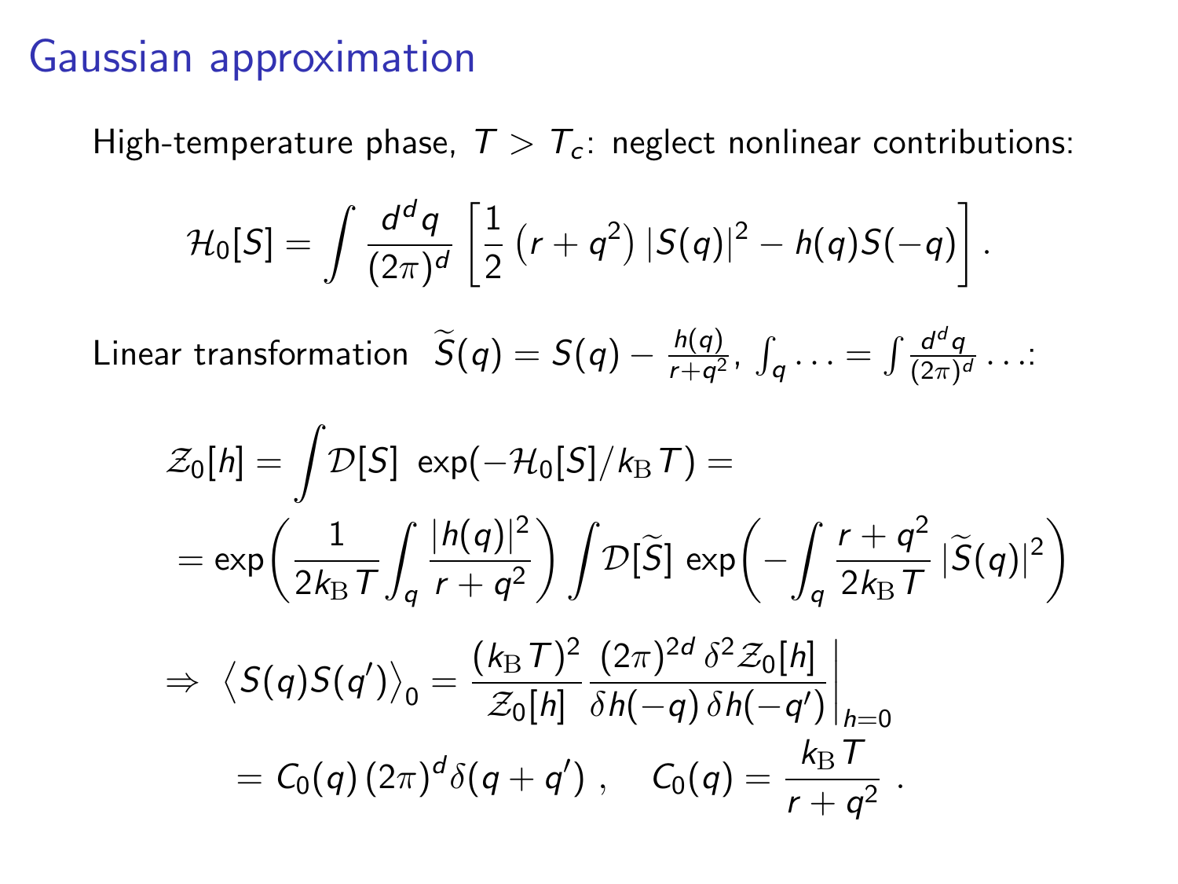# Gaussian approximation

High-temperature phase, $T > T_c$: neglect nonlinear contributions:

$$\mathcal{H}_0[S] = \int \frac{d^d q}{(2\pi)^d} \left[ \frac{1}{2} \left( r + q^2 \right) |S(q)|^2 - h(q) S(-q) \right] .$$

Linear transformation $\widetilde{S}(q) = S(q) - \frac{h(q)}{r+q^2}$, $\int_q \ldots = \int \frac{d^d q}{(2\pi)^d} \ldots$:

$$\mathcal{Z}_0[h] = \int \mathcal{D}[S] \, \exp(-\mathcal{H}_0[S]/k_\mathrm{B} T) =$$

$$= \exp\!\left( \frac{1}{2 k_\mathrm{B} T} \int_q \frac{|h(q)|^2}{r + q^2} \right) \int \mathcal{D}[\widetilde{S}] \, \exp\!\left( - \int_q \frac{r + q^2}{2 k_\mathrm{B} T} \, |\widetilde{S}(q)|^2 \right)$$

$$\Rightarrow \ \left\langle S(q) S(q') \right\rangle_0 = \frac{(k_\mathrm{B} T)^2}{\mathcal{Z}_0[h]} \frac{(2\pi)^{2d} \, \delta^2 \mathcal{Z}_0[h]}{\delta h(-q) \, \delta h(-q')} \bigg|_{h=0}$$

$$= C_0(q) \, (2\pi)^d \delta(q + q') \ , \quad C_0(q) = \frac{k_\mathrm{B} T}{r + q^2} \ .$$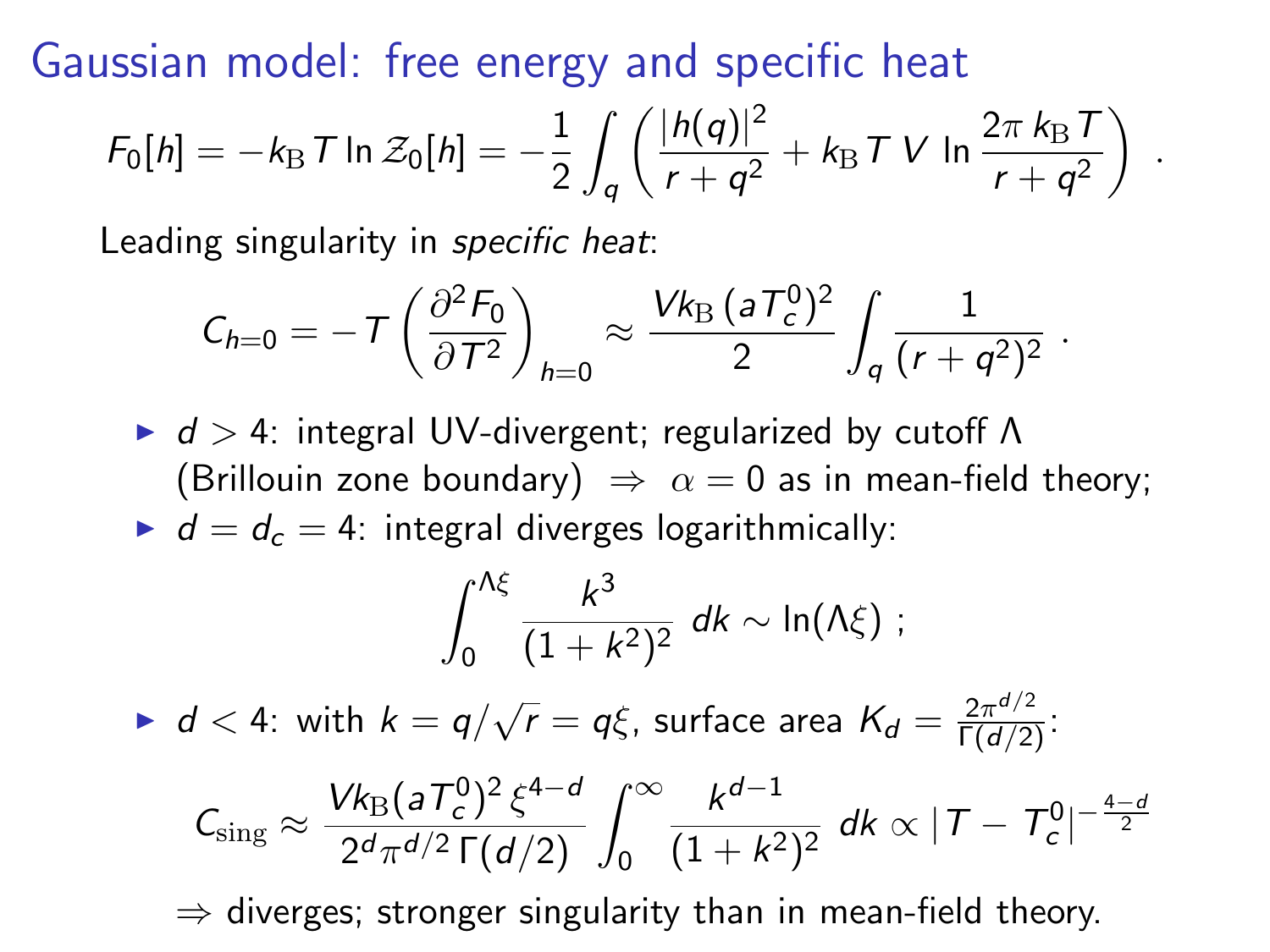# Gaussian model: free energy and specific heat

$$F_0[h] = -k_{\mathrm{B}} T \ln \mathcal{Z}_0[h] = -\frac{1}{2} \int_q \left( \frac{|h(q)|^2}{r + q^2} + k_{\mathrm{B}} T \, V \, \ln \frac{2\pi \, k_{\mathrm{B}} T}{r + q^2} \right) \, .$$

Leading singularity in *specific heat*:

$$C_{h=0} = -T \left( \frac{\partial^2 F_0}{\partial T^2} \right)_{h=0} \approx \frac{V k_{\mathrm{B}} \, (a T_c^0)^2}{2} \int_q \frac{1}{(r + q^2)^2} \, .$$

- $d > 4$: integral UV-divergent; regularized by cutoff $\Lambda$ (Brillouin zone boundary) $\Rightarrow$ $\alpha = 0$ as in mean-field theory;
- $d = d_c = 4$: integral diverges logarithmically:

$$\int_0^{\Lambda \xi} \frac{k^3}{(1 + k^2)^2} \, dk \sim \ln(\Lambda \xi) \; ;$$

- $d < 4$: with $k = q/\sqrt{r} = q\xi$, surface area $K_d = \frac{2\pi^{d/2}}{\Gamma(d/2)}$:

$$C_{\mathrm{sing}} \approx \frac{V k_{\mathrm{B}} (a T_c^0)^2 \, \xi^{4-d}}{2^d \pi^{d/2} \, \Gamma(d/2)} \int_0^\infty \frac{k^{d-1}}{(1 + k^2)^2} \, dk \propto |T - T_c^0|^{-\frac{4-d}{2}}$$

$\Rightarrow$ diverges; stronger singularity than in mean-field theory.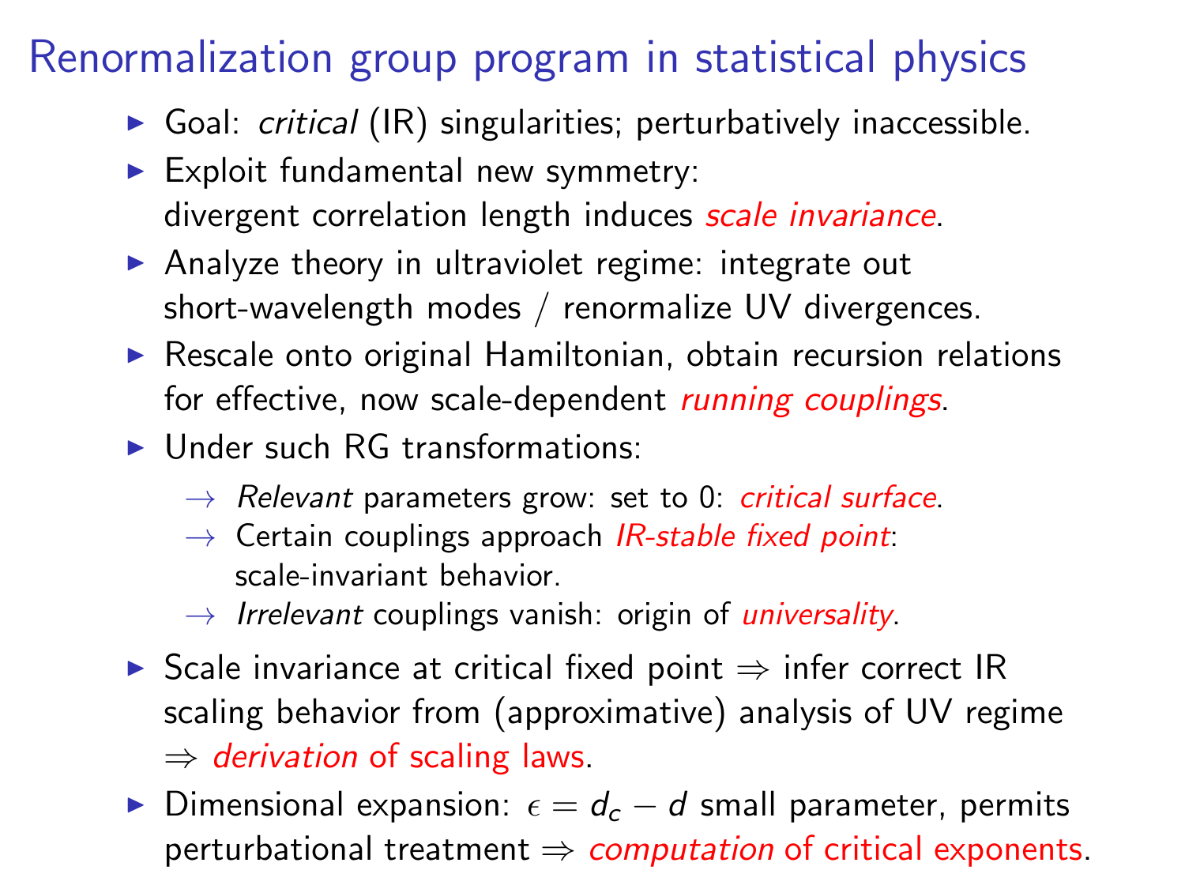# Renormalization group program in statistical physics

- Goal: *critical* (IR) singularities; perturbatively inaccessible.
- Exploit fundamental new symmetry:
  divergent correlation length induces *scale invariance*.
- Analyze theory in ultraviolet regime: integrate out short-wavelength modes / renormalize UV divergences.
- Rescale onto original Hamiltonian, obtain recursion relations for effective, now scale-dependent *running couplings*.
- Under such RG transformations:
  - → *Relevant* parameters grow: set to 0: *critical surface*.
  - → Certain couplings approach *IR-stable fixed point*: scale-invariant behavior.
  - → *Irrelevant* couplings vanish: origin of *universality*.
- Scale invariance at critical fixed point ⇒ infer correct IR scaling behavior from (approximative) analysis of UV regime ⇒ *derivation* of scaling laws.
- Dimensional expansion: $\epsilon = d_c - d$ small parameter, permits perturbational treatment ⇒ *computation* of critical exponents.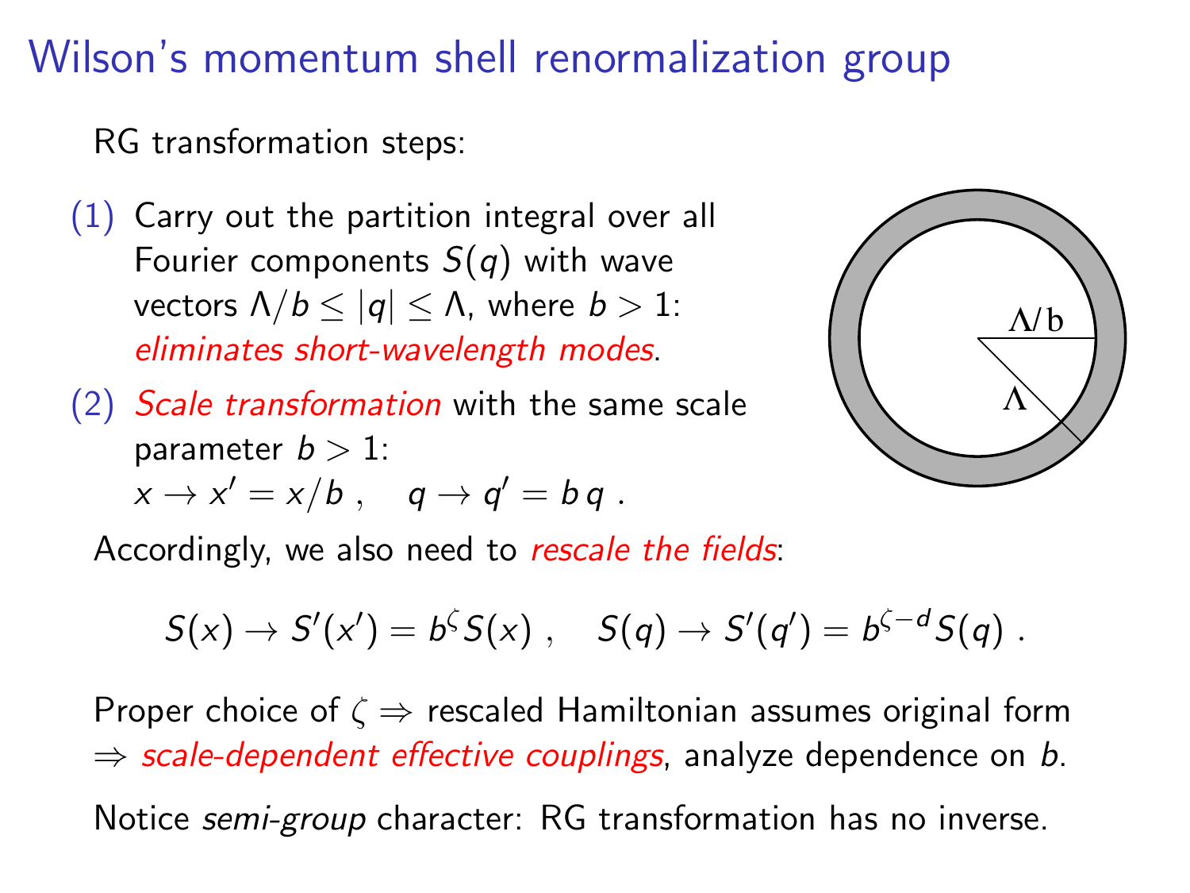# Wilson's momentum shell renormalization group

RG transformation steps:

(1) Carry out the partition integral over all Fourier components $S(q)$ with wave vectors $\Lambda/b \leq |q| \leq \Lambda$, where $b > 1$: *eliminates short-wavelength modes*.

(2) *Scale transformation* with the same scale parameter $b > 1$:
$x \to x' = x/b \ , \quad q \to q' = b\, q \ .$

Accordingly, we also need to *rescale the fields*:

$$S(x) \to S'(x') = b^{\zeta} S(x) \ , \quad S(q) \to S'(q') = b^{\zeta - d} S(q) \ .$$

Proper choice of $\zeta \Rightarrow$ rescaled Hamiltonian assumes original form
$\Rightarrow$ *scale-dependent effective couplings*, analyze dependence on $b$.

Notice *semi-group* character: RG transformation has no inverse.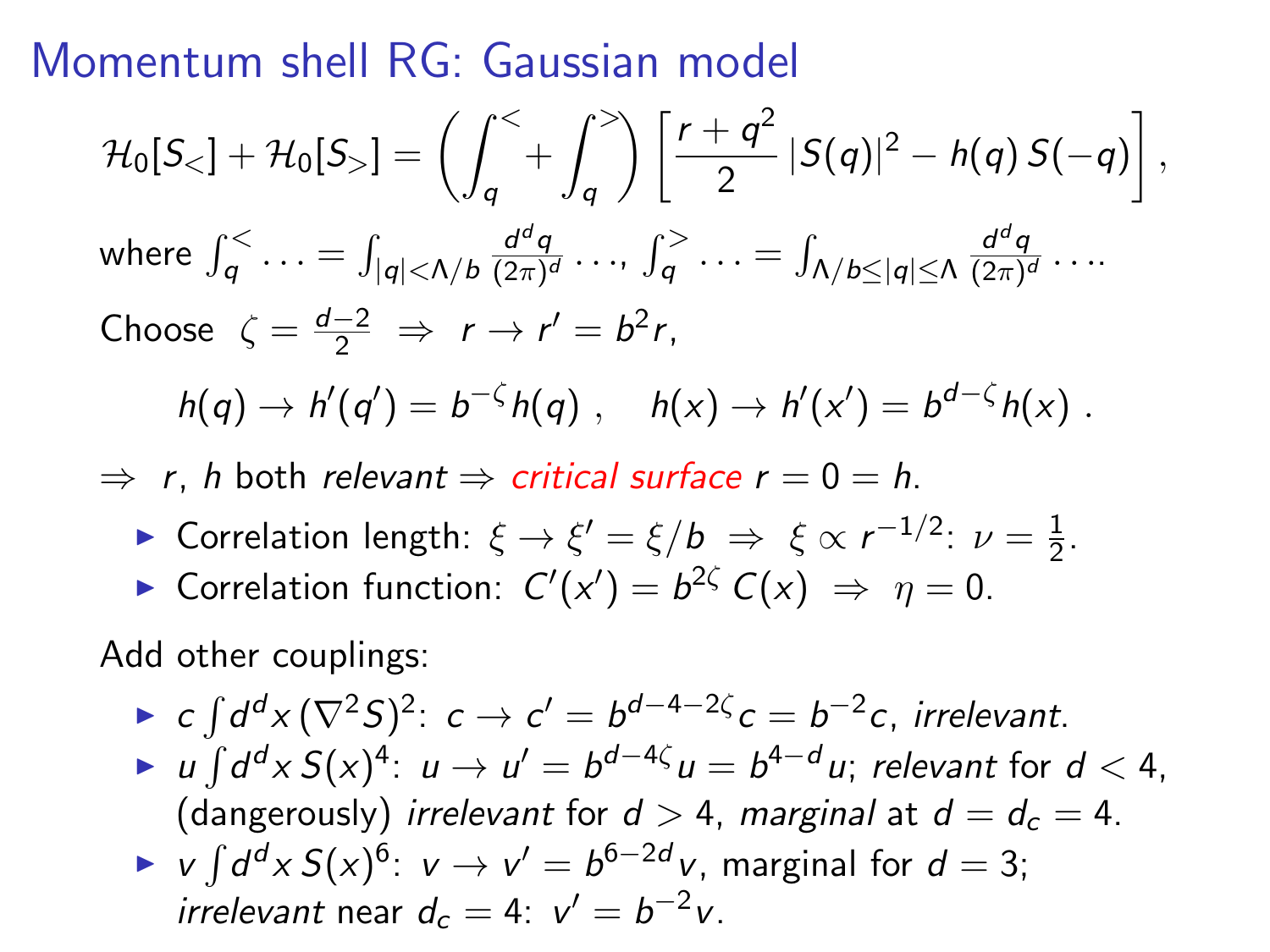# Momentum shell RG: Gaussian model

$$\mathcal{H}_0[S_<] + \mathcal{H}_0[S_>] = \left( \int_q^< + \int_q^> \right) \left[ \frac{r + q^2}{2} \, |S(q)|^2 - h(q) \, S(-q) \right],$$

where $\int_q^< \ldots = \int_{|q|<\Lambda/b} \frac{d^d q}{(2\pi)^d} \ldots$, $\int_q^> \ldots = \int_{\Lambda/b \leq |q| \leq \Lambda} \frac{d^d q}{(2\pi)^d} \ldots$.

Choose $\zeta = \frac{d-2}{2} \;\Rightarrow\; r \to r' = b^2 r$,

$$h(q) \to h'(q') = b^{-\zeta} h(q) \; , \quad h(x) \to h'(x') = b^{d-\zeta} h(x) \; .$$

$\Rightarrow$ $r$, $h$ both *relevant* $\Rightarrow$ *critical surface* $r = 0 = h$.

- Correlation length: $\xi \to \xi' = \xi / b \;\Rightarrow\; \xi \propto r^{-1/2}$: $\nu = \frac{1}{2}$.
- Correlation function: $C'(x') = b^{2\zeta} \, C(x) \;\Rightarrow\; \eta = 0$.

Add other couplings:

- $c \int d^d x \, (\nabla^2 S)^2$: $c \to c' = b^{d-4-2\zeta} c = b^{-2} c$, *irrelevant*.
- $u \int d^d x \, S(x)^4$: $u \to u' = b^{d-4\zeta} u = b^{4-d} u$; *relevant* for $d < 4$, (dangerously) *irrelevant* for $d > 4$, *marginal* at $d = d_c = 4$.
- $v \int d^d x \, S(x)^6$: $v \to v' = b^{6-2d} v$, marginal for $d = 3$; *irrelevant* near $d_c = 4$: $v' = b^{-2} v$.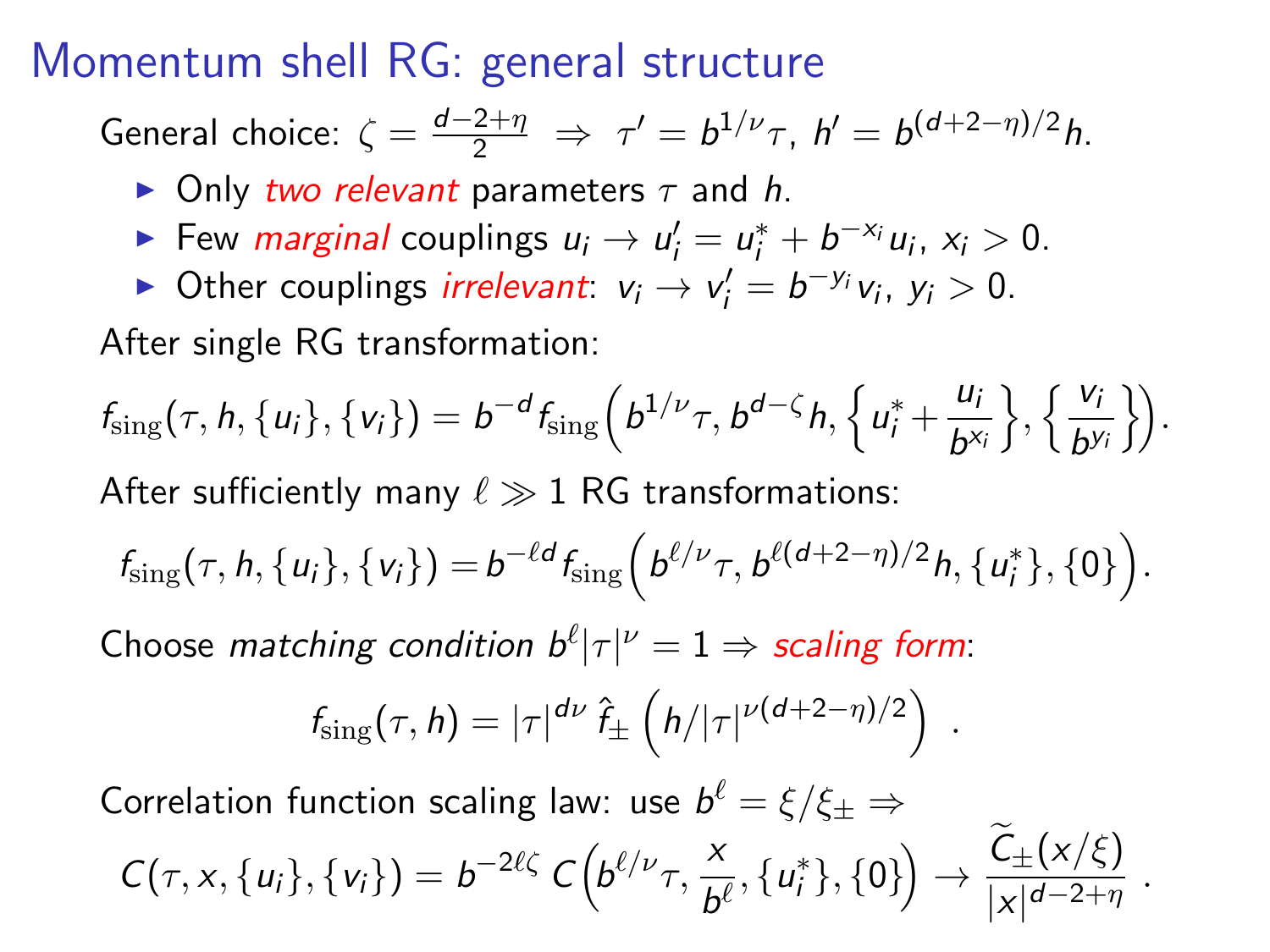# Momentum shell RG: general structure

General choice: $\zeta = \frac{d-2+\eta}{2} \;\Rightarrow\; \tau' = b^{1/\nu}\tau,\; h' = b^{(d+2-\eta)/2}h.$

- Only *two relevant* parameters $\tau$ and $h$.
- Few *marginal* couplings $u_i \to u_i' = u_i^* + b^{-x_i}u_i$, $x_i > 0$.
- Other couplings *irrelevant*: $v_i \to v_i' = b^{-y_i}v_i$, $y_i > 0$.

After single RG transformation:

$$f_{\rm sing}(\tau, h, \{u_i\}, \{v_i\}) = b^{-d} f_{\rm sing}\Big(b^{1/\nu}\tau, b^{d-\zeta}h, \Big\{u_i^* + \frac{u_i}{b^{x_i}}\Big\}, \Big\{\frac{v_i}{b^{y_i}}\Big\}\Big).$$

After sufficiently many $\ell \gg 1$ RG transformations:

$$f_{\rm sing}(\tau, h, \{u_i\}, \{v_i\}) = b^{-\ell d} f_{\rm sing}\Big(b^{\ell/\nu}\tau, b^{\ell(d+2-\eta)/2}h, \{u_i^*\}, \{0\}\Big).$$

Choose *matching condition* $b^\ell|\tau|^\nu = 1 \Rightarrow$ *scaling form*:

$$f_{\rm sing}(\tau, h) = |\tau|^{d\nu}\,\hat{f}_\pm\left(h/|\tau|^{\nu(d+2-\eta)/2}\right) \;.$$

Correlation function scaling law: use $b^\ell = \xi/\xi_\pm \Rightarrow$

$$C(\tau, x, \{u_i\}, \{v_i\}) = b^{-2\ell\zeta}\, C\Big(b^{\ell/\nu}\tau, \frac{x}{b^\ell}, \{u_i^*\}, \{0\}\Big) \to \frac{\widetilde{C}_\pm(x/\xi)}{|x|^{d-2+\eta}} \;.$$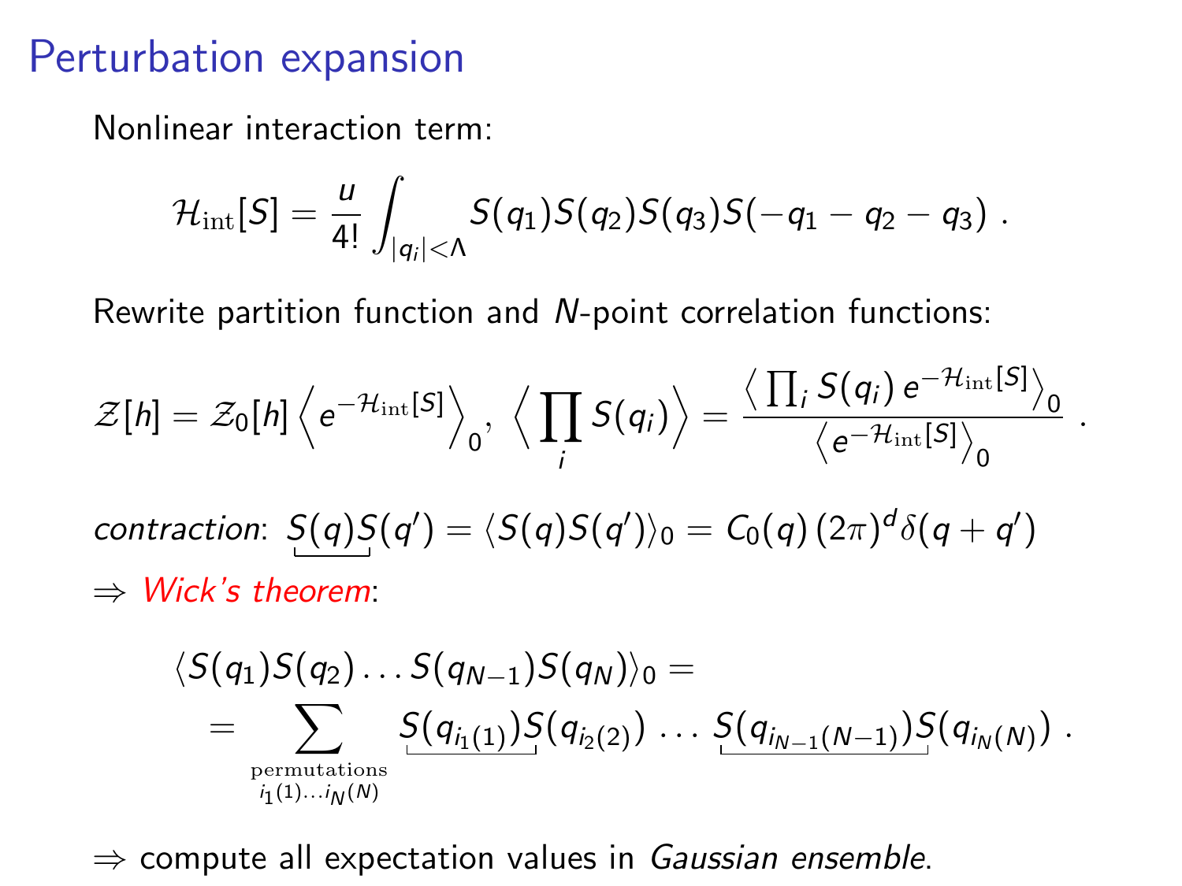# Perturbation expansion

Nonlinear interaction term:

$$\mathcal{H}_{\rm int}[S] = \frac{u}{4!} \int_{|q_i|<\Lambda} S(q_1) S(q_2) S(q_3) S(-q_1 - q_2 - q_3) \ .$$

Rewrite partition function and $N$-point correlation functions:

$$\mathcal{Z}[h] = \mathcal{Z}_0[h] \left\langle e^{-\mathcal{H}_{\rm int}[S]} \right\rangle_0 , \ \left\langle \prod_i S(q_i) \right\rangle = \frac{\left\langle \prod_i S(q_i) \, e^{-\mathcal{H}_{\rm int}[S]} \right\rangle_0}{\left\langle e^{-\mathcal{H}_{\rm int}[S]} \right\rangle_0} \ .$$

*contraction*: $\underbrace{S(q) S}(q') = \langle S(q) S(q') \rangle_0 = C_0(q) \, (2\pi)^d \delta(q + q')$

$\Rightarrow$ *Wick's theorem*:

$$\langle S(q_1) S(q_2) \ldots S(q_{N-1}) S(q_N) \rangle_0 = \\ = \sum_{\substack{\text{permutations} \\ i_1(1) \ldots i_N(N)}} \underbrace{S(q_{i_1(1)}) S}(q_{i_2(2)}) \ldots \underbrace{S(q_{i_{N-1}(N-1)}) S}(q_{i_N(N)}) \ .$$

$\Rightarrow$ compute all expectation values in *Gaussian ensemble*.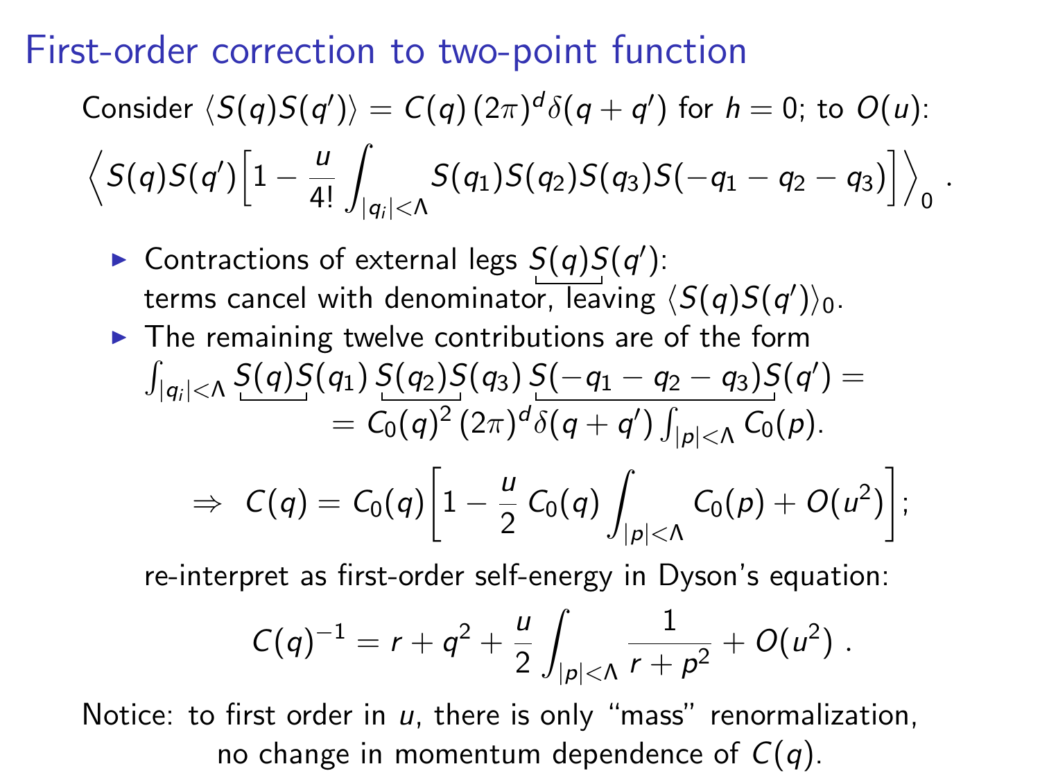# First-order correction to two-point function

Consider $\langle S(q)S(q')\rangle = C(q)\,(2\pi)^d\delta(q+q')$ for $h=0$; to $O(u)$:

$$\Big\langle S(q)S(q')\Big[1 - \frac{u}{4!}\int_{|q_i|<\Lambda} S(q_1)S(q_2)S(q_3)S(-q_1-q_2-q_3)\Big]\Big\rangle_0 .$$

- Contractions of external legs $\underbrace{S(q)S}(q')$:
  terms cancel with denominator, leaving $\langle S(q)S(q')\rangle_0$.
- The remaining twelve contributions are of the form
  $\int_{|q_i|<\Lambda} \underbrace{S(q)S}(q_1)\,\underbrace{S(q_2)S}(q_3)\,\underbrace{S(-q_1-q_2-q_3)S}(q') =$
  $= C_0(q)^2\,(2\pi)^d\delta(q+q')\int_{|p|<\Lambda} C_0(p)$.

$$\Rightarrow\ C(q) = C_0(q)\Big[1 - \frac{u}{2}\,C_0(q)\int_{|p|<\Lambda} C_0(p) + O(u^2)\Big];$$

re-interpret as first-order self-energy in Dyson's equation:

$$C(q)^{-1} = r + q^2 + \frac{u}{2}\int_{|p|<\Lambda}\frac{1}{r+p^2} + O(u^2)\ .$$

Notice: to first order in $u$, there is only "mass" renormalization, no change in momentum dependence of $C(q)$.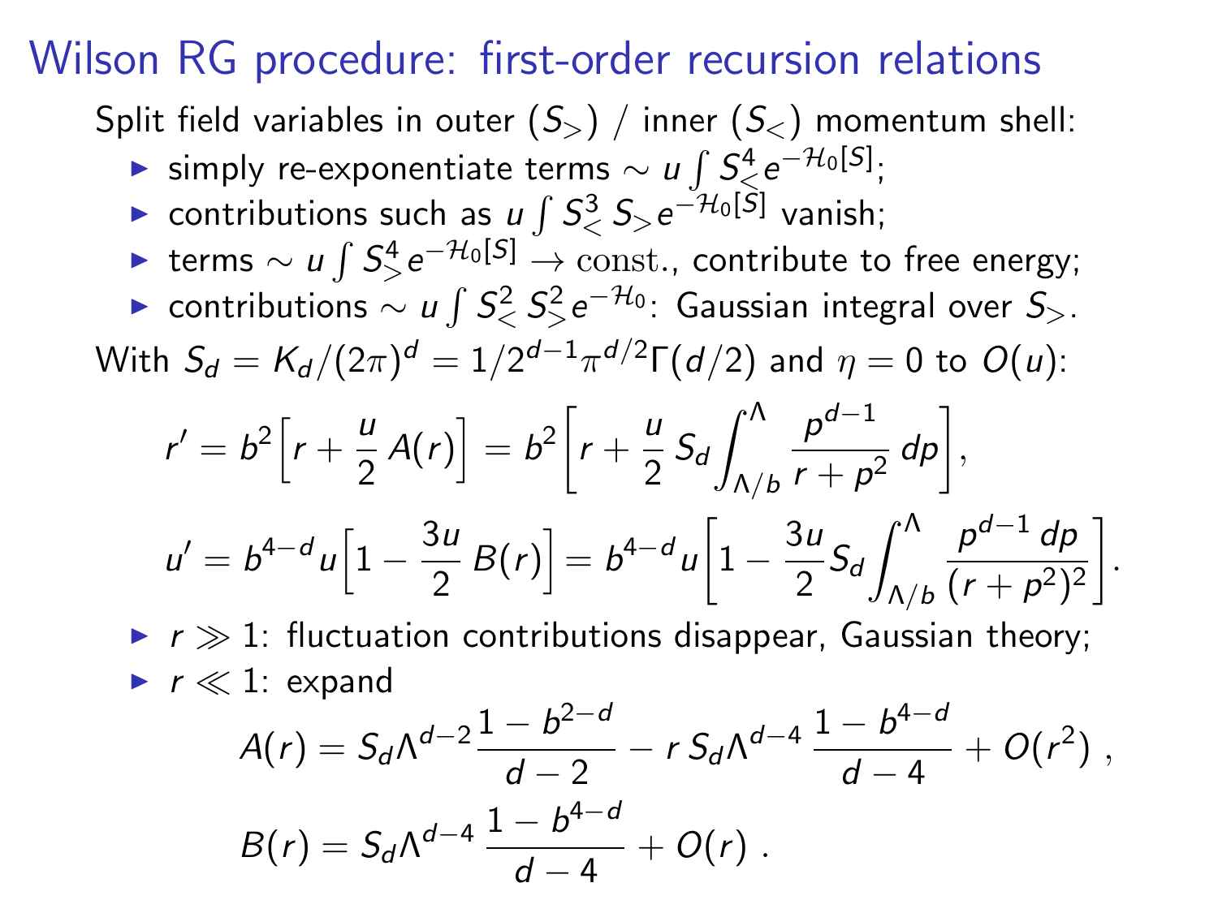# Wilson RG procedure: first-order recursion relations

Split field variables in outer ($S_>$) / inner ($S_<$) momentum shell:

- simply re-exponentiate terms $\sim u \int S_<^4 \, e^{-\mathcal{H}_0[S]}$;
- contributions such as $u \int S_<^3 \, S_> e^{-\mathcal{H}_0[S]}$ vanish;
- terms $\sim u \int S_>^4 \, e^{-\mathcal{H}_0[S]} \to \text{const.}$, contribute to free energy;
- contributions $\sim u \int S_<^2 \, S_>^2 \, e^{-\mathcal{H}_0}$: Gaussian integral over $S_>$.

With $S_d = K_d/(2\pi)^d = 1/2^{d-1}\pi^{d/2}\Gamma(d/2)$ and $\eta = 0$ to $O(u)$:

$$r' = b^2 \Big[ r + \frac{u}{2} \, A(r) \Big] = b^2 \left[ r + \frac{u}{2} \, S_d \int_{\Lambda/b}^{\Lambda} \frac{p^{d-1}}{r + p^2} \, dp \right],$$

$$u' = b^{4-d} u \Big[ 1 - \frac{3u}{2} \, B(r) \Big] = b^{4-d} u \left[ 1 - \frac{3u}{2} S_d \int_{\Lambda/b}^{\Lambda} \frac{p^{d-1} \, dp}{(r + p^2)^2} \right].$$

- $r \gg 1$: fluctuation contributions disappear, Gaussian theory;
- $r \ll 1$: expand

$$A(r) = S_d \Lambda^{d-2} \frac{1 - b^{2-d}}{d-2} - r \, S_d \Lambda^{d-4} \, \frac{1 - b^{4-d}}{d-4} + O(r^2) \; ,$$

$$B(r) = S_d \Lambda^{d-4} \, \frac{1 - b^{4-d}}{d-4} + O(r) \; .$$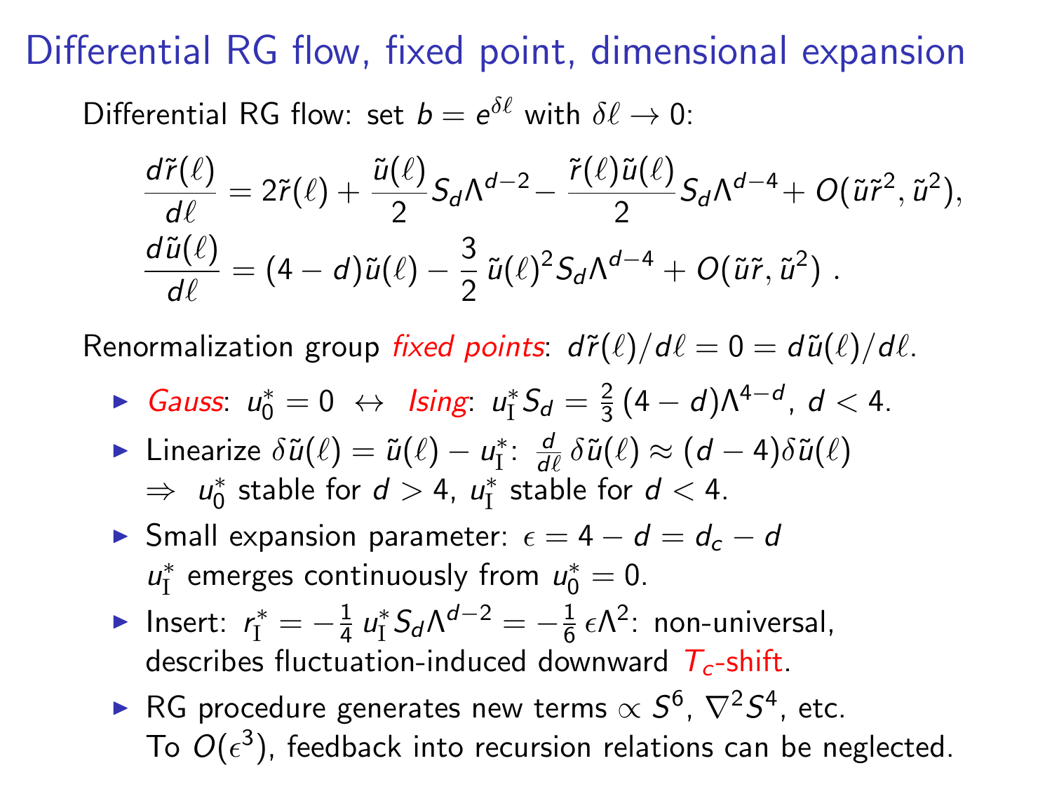# Differential RG flow, fixed point, dimensional expansion

Differential RG flow: set $b = e^{\delta \ell}$ with $\delta \ell \to 0$:

$$\frac{d\tilde{r}(\ell)}{d\ell} = 2\tilde{r}(\ell) + \frac{\tilde{u}(\ell)}{2} S_d \Lambda^{d-2} - \frac{\tilde{r}(\ell)\tilde{u}(\ell)}{2} S_d \Lambda^{d-4} + O(\tilde{u}\tilde{r}^2, \tilde{u}^2),$$

$$\frac{d\tilde{u}(\ell)}{d\ell} = (4-d)\tilde{u}(\ell) - \frac{3}{2}\,\tilde{u}(\ell)^2 S_d \Lambda^{d-4} + O(\tilde{u}\tilde{r}, \tilde{u}^2)\ .$$

Renormalization group *fixed points*: $d\tilde{r}(\ell)/d\ell = 0 = d\tilde{u}(\ell)/d\ell$.

- *Gauss*: $u_0^* = 0 \ \leftrightarrow\ $ *Ising*: $u_{\rm I}^* S_d = \frac{2}{3}\,(4-d)\Lambda^{4-d}$, $d < 4$.
- Linearize $\delta\tilde{u}(\ell) = \tilde{u}(\ell) - u_{\rm I}^*$: $\frac{d}{d\ell}\,\delta\tilde{u}(\ell) \approx (d-4)\delta\tilde{u}(\ell)$ $\Rightarrow$ $u_0^*$ stable for $d > 4$, $u_{\rm I}^*$ stable for $d < 4$.
- Small expansion parameter: $\epsilon = 4 - d = d_c - d$ $u_{\rm I}^*$ emerges continuously from $u_0^* = 0$.
- Insert: $r_{\rm I}^* = -\frac{1}{4}\,u_{\rm I}^* S_d \Lambda^{d-2} = -\frac{1}{6}\,\epsilon\Lambda^2$: non-universal, describes fluctuation-induced downward $T_c$-shift.
- RG procedure generates new terms $\propto S^6$, $\nabla^2 S^4$, etc. To $O(\epsilon^3)$, feedback into recursion relations can be neglected.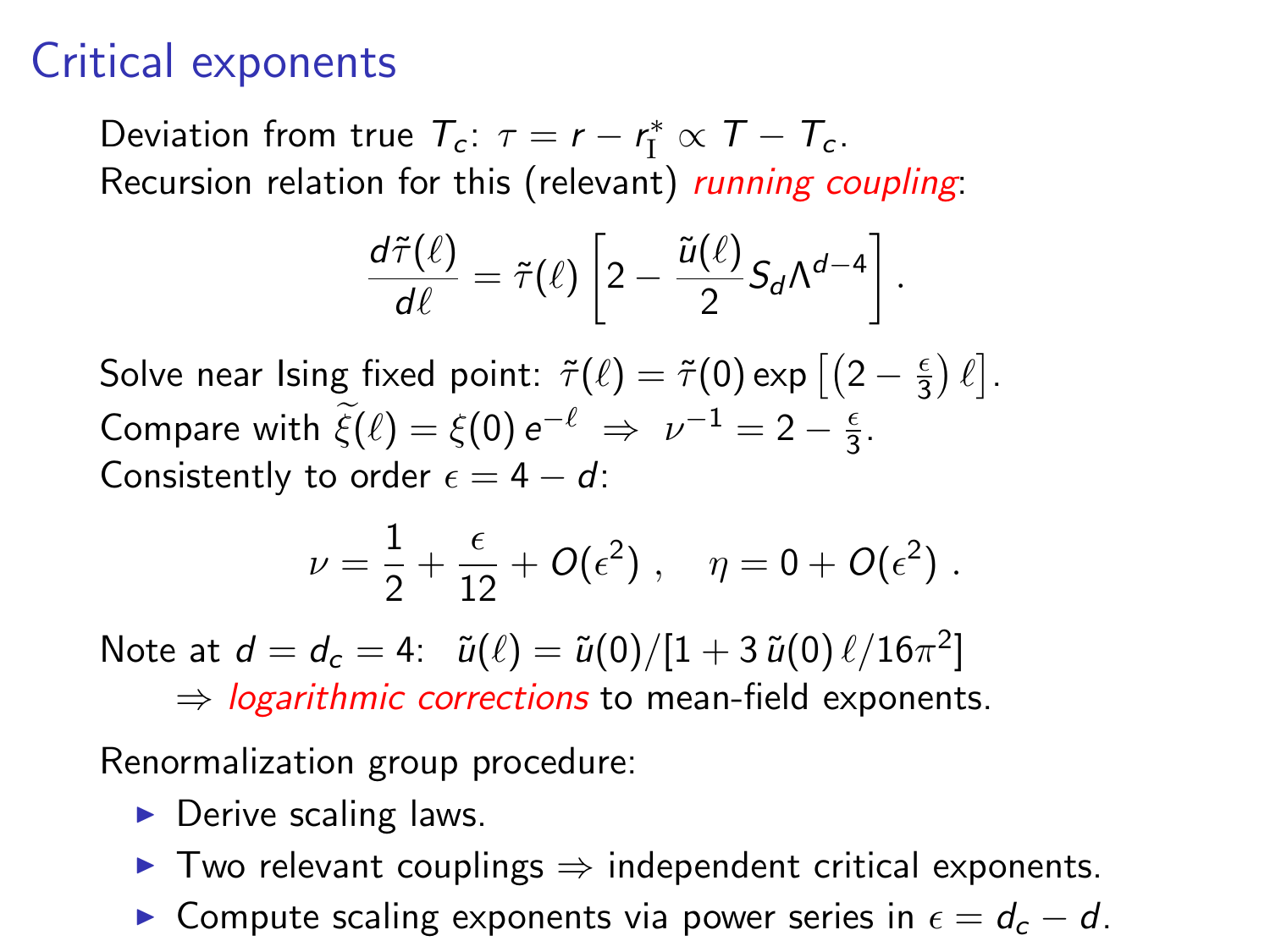# Critical exponents

Deviation from true $T_c$: $\tau = r - r_{\rm I}^* \propto T - T_c$.
Recursion relation for this (relevant) *running coupling*:

$$\frac{d\tilde{\tau}(\ell)}{d\ell} = \tilde{\tau}(\ell)\left[2 - \frac{\tilde{u}(\ell)}{2} S_d \Lambda^{d-4}\right] .$$

Solve near Ising fixed point: $\tilde{\tau}(\ell) = \tilde{\tau}(0) \exp\left[\left(2 - \frac{\epsilon}{3}\right)\ell\right]$.
Compare with $\widetilde{\xi}(\ell) = \xi(0)\, e^{-\ell} \;\Rightarrow\; \nu^{-1} = 2 - \frac{\epsilon}{3}$.
Consistently to order $\epsilon = 4 - d$:

$$\nu = \frac{1}{2} + \frac{\epsilon}{12} + O(\epsilon^2) \ , \quad \eta = 0 + O(\epsilon^2) \ .$$

Note at $d = d_c = 4$: $\tilde{u}(\ell) = \tilde{u}(0)/[1 + 3\,\tilde{u}(0)\,\ell/16\pi^2]$
$\Rightarrow$ *logarithmic corrections* to mean-field exponents.

Renormalization group procedure:

- Derive scaling laws.
- Two relevant couplings $\Rightarrow$ independent critical exponents.
- Compute scaling exponents via power series in $\epsilon = d_c - d$.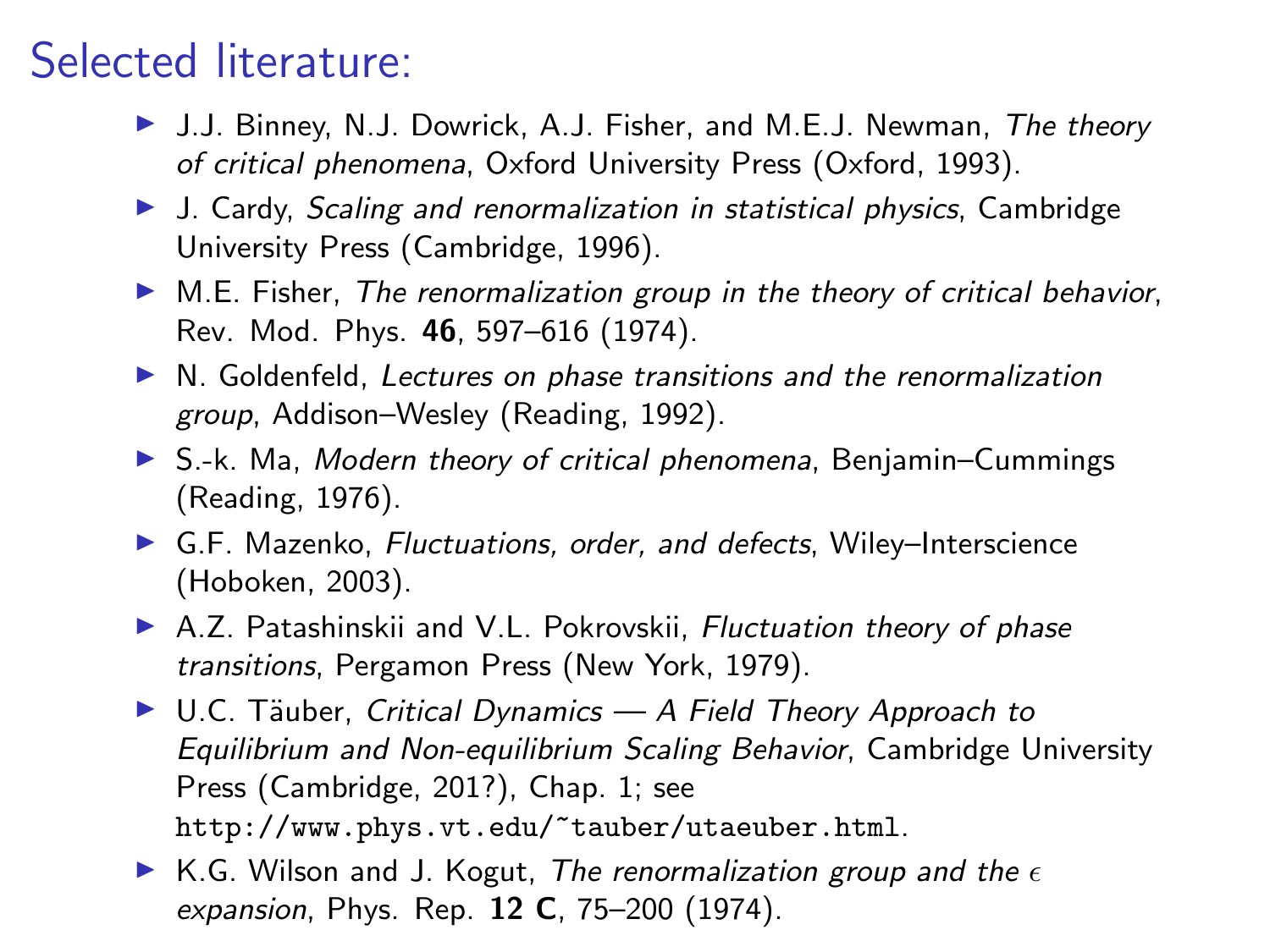# Selected literature:

- J.J. Binney, N.J. Dowrick, A.J. Fisher, and M.E.J. Newman, *The theory of critical phenomena*, Oxford University Press (Oxford, 1993).
- J. Cardy, *Scaling and renormalization in statistical physics*, Cambridge University Press (Cambridge, 1996).
- M.E. Fisher, *The renormalization group in the theory of critical behavior*, Rev. Mod. Phys. **46**, 597–616 (1974).
- N. Goldenfeld, *Lectures on phase transitions and the renormalization group*, Addison–Wesley (Reading, 1992).
- S.-k. Ma, *Modern theory of critical phenomena*, Benjamin–Cummings (Reading, 1976).
- G.F. Mazenko, *Fluctuations, order, and defects*, Wiley–Interscience (Hoboken, 2003).
- A.Z. Patashinskii and V.L. Pokrovskii, *Fluctuation theory of phase transitions*, Pergamon Press (New York, 1979).
- U.C. Täuber, *Critical Dynamics — A Field Theory Approach to Equilibrium and Non-equilibrium Scaling Behavior*, Cambridge University Press (Cambridge, 201?), Chap. 1; see `http://www.phys.vt.edu/~tauber/utaeuber.html`.
- K.G. Wilson and J. Kogut, *The renormalization group and the* $\epsilon$ *expansion*, Phys. Rep. **12 C**, 75–200 (1974).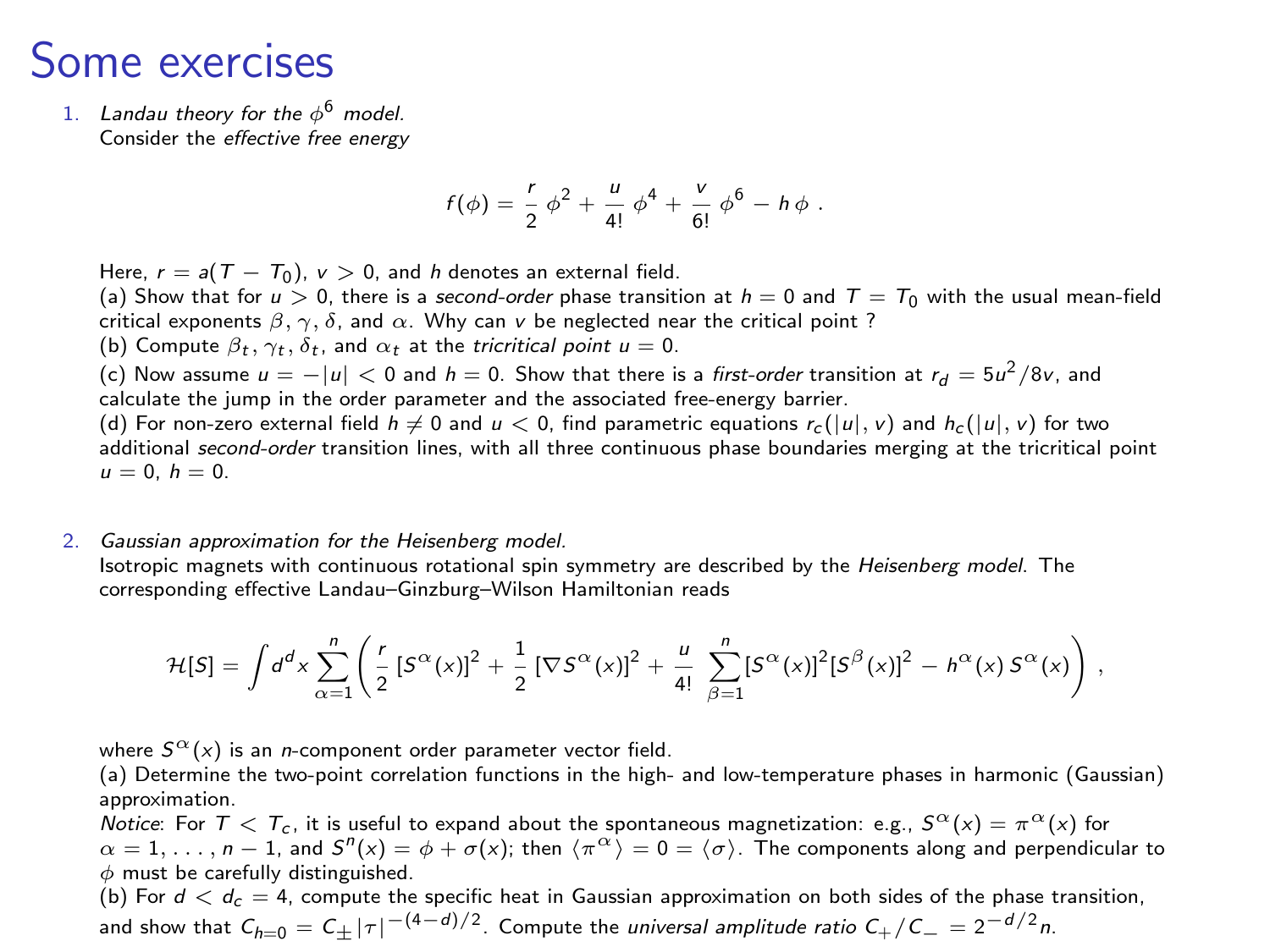# Some exercises

1. *Landau theory for the $\phi^6$ model.*
   Consider the *effective free energy*

$$
f(\phi) = \frac{r}{2}\,\phi^2 + \frac{u}{4!}\,\phi^4 + \frac{v}{6!}\,\phi^6 - h\,\phi\ .
$$

   Here, $r = a(T - T_0)$, $v > 0$, and $h$ denotes an external field.
   (a) Show that for $u > 0$, there is a *second-order* phase transition at $h = 0$ and $T = T_0$ with the usual mean-field critical exponents $\beta$, $\gamma$, $\delta$, and $\alpha$. Why can $v$ be neglected near the critical point ?
   (b) Compute $\beta_t$, $\gamma_t$, $\delta_t$, and $\alpha_t$ at the *tricritical point* $u = 0$.
   (c) Now assume $u = -|u| < 0$ and $h = 0$. Show that there is a *first-order* transition at $r_d = 5u^2/8v$, and calculate the jump in the order parameter and the associated free-energy barrier.
   (d) For non-zero external field $h \neq 0$ and $u < 0$, find parametric equations $r_c(|u|, v)$ and $h_c(|u|, v)$ for two additional *second-order* transition lines, with all three continuous phase boundaries merging at the tricritical point $u = 0$, $h = 0$.

2. *Gaussian approximation for the Heisenberg model.*
   Isotropic magnets with continuous rotational spin symmetry are described by the *Heisenberg model*. The corresponding effective Landau–Ginzburg–Wilson Hamiltonian reads

$$
\mathcal{H}[S] = \int d^d x \sum_{\alpha=1}^{n} \left( \frac{r}{2}\,[S^\alpha(x)]^2 + \frac{1}{2}\,[\nabla S^\alpha(x)]^2 + \frac{u}{4!}\,\sum_{\beta=1}^{n} [S^\alpha(x)]^2 [S^\beta(x)]^2 - h^\alpha(x)\,S^\alpha(x) \right) ,
$$

   where $S^\alpha(x)$ is an $n$-component order parameter vector field.
   (a) Determine the two-point correlation functions in the high- and low-temperature phases in harmonic (Gaussian) approximation.
   *Notice*: For $T < T_c$, it is useful to expand about the spontaneous magnetization: e.g., $S^\alpha(x) = \pi^\alpha(x)$ for $\alpha = 1, \ldots, n-1$, and $S^n(x) = \phi + \sigma(x)$; then $\langle \pi^\alpha \rangle = 0 = \langle \sigma \rangle$. The components along and perpendicular to $\phi$ must be carefully distinguished.
   (b) For $d < d_c = 4$, compute the specific heat in Gaussian approximation on both sides of the phase transition, and show that $C_{h=0} = C_\pm |\tau|^{-(4-d)/2}$. Compute the *universal amplitude ratio* $C_+/C_- = 2^{-d/2} n$.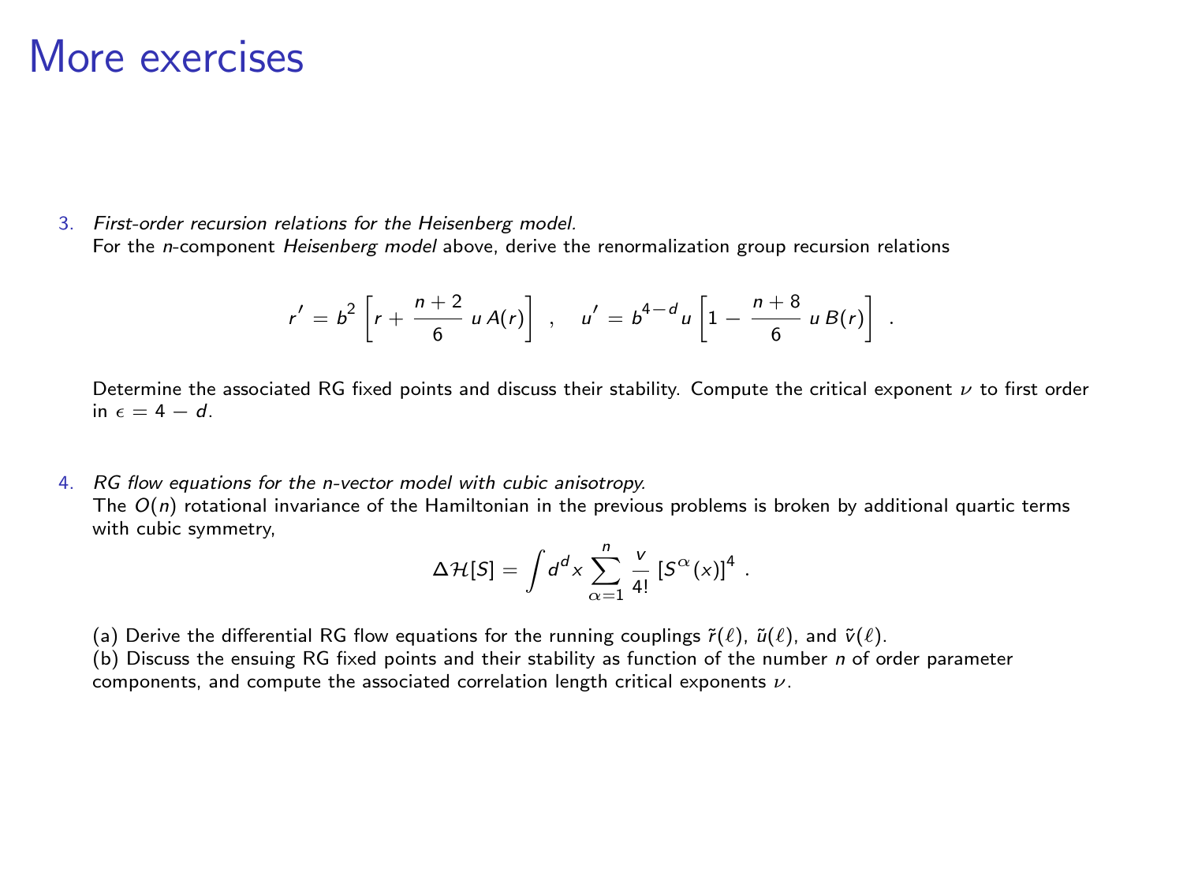# More exercises

3. *First-order recursion relations for the Heisenberg model.*
   For the $n$-component *Heisenberg model* above, derive the renormalization group recursion relations

$$r' = b^2 \left[ r + \frac{n+2}{6} \, u \, A(r) \right] \ , \quad u' = b^{4-d} u \left[ 1 - \frac{n+8}{6} \, u \, B(r) \right] \ .$$

   Determine the associated RG fixed points and discuss their stability. Compute the critical exponent $\nu$ to first order in $\epsilon = 4 - d$.

4. *RG flow equations for the n-vector model with cubic anisotropy.*
   The $O(n)$ rotational invariance of the Hamiltonian in the previous problems is broken by additional quartic terms with cubic symmetry,

$$\Delta \mathcal{H}[S] = \int d^d x \sum_{\alpha=1}^{n} \frac{v}{4!} \left[ S^\alpha(x) \right]^4 \ .$$

   (a) Derive the differential RG flow equations for the running couplings $\tilde{r}(\ell)$, $\tilde{u}(\ell)$, and $\tilde{v}(\ell)$.
   (b) Discuss the ensuing RG fixed points and their stability as function of the number $n$ of order parameter components, and compute the associated correlation length critical exponents $\nu$.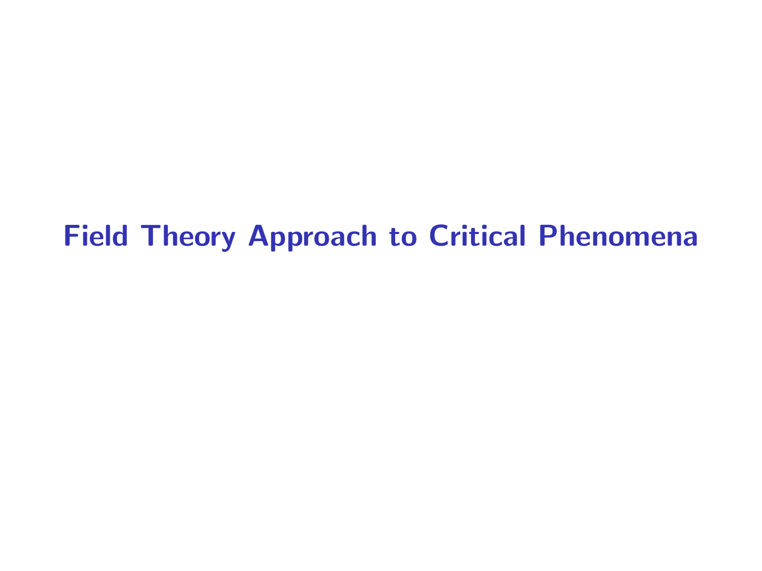# Field Theory Approach to Critical Phenomena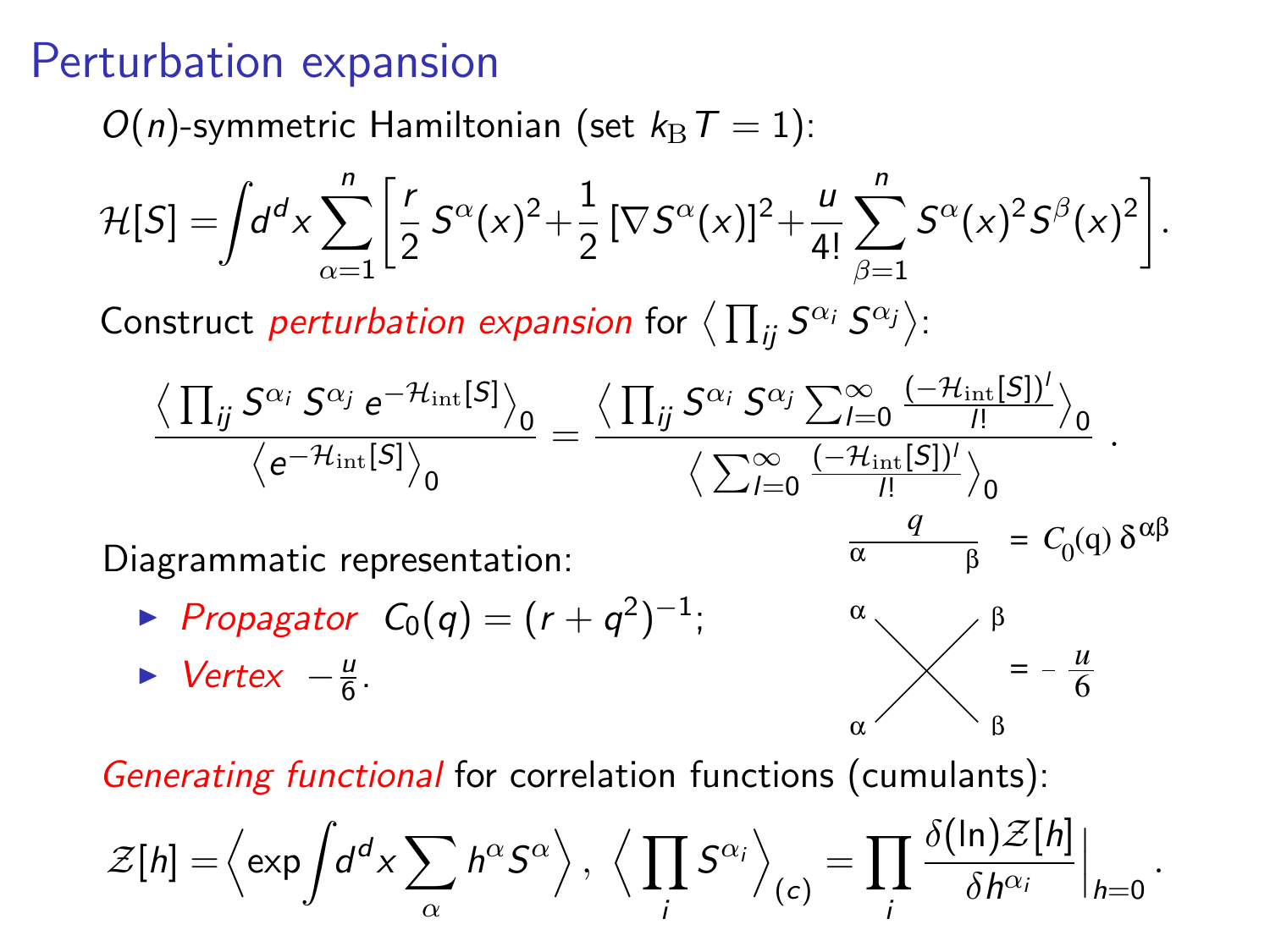# Perturbation expansion

$O(n)$-symmetric Hamiltonian (set $k_{\rm B} T = 1$):

$$\mathcal{H}[S] = \int d^d x \sum_{\alpha=1}^{n} \left[ \frac{r}{2} S^\alpha(x)^2 + \frac{1}{2} [\nabla S^\alpha(x)]^2 + \frac{u}{4!} \sum_{\beta=1}^{n} S^\alpha(x)^2 S^\beta(x)^2 \right].$$

Construct *perturbation expansion* for $\left\langle \prod_{ij} S^{\alpha_i} S^{\alpha_j} \right\rangle$:

$$\frac{\left\langle \prod_{ij} S^{\alpha_i} S^{\alpha_j} e^{-\mathcal{H}_{\rm int}[S]} \right\rangle_0}{\left\langle e^{-\mathcal{H}_{\rm int}[S]} \right\rangle_0} = \frac{\left\langle \prod_{ij} S^{\alpha_i} S^{\alpha_j} \sum_{l=0}^{\infty} \frac{(-\mathcal{H}_{\rm int}[S])^l}{l!} \right\rangle_0}{\left\langle \sum_{l=0}^{\infty} \frac{(-\mathcal{H}_{\rm int}[S])^l}{l!} \right\rangle_0} .$$

Diagrammatic representation:

- *Propagator* $C_0(q) = (r + q^2)^{-1}$;
- *Vertex* $-\frac{u}{6}$.

Line from $\alpha$ to $\beta$ with momentum $q$: $= C_0(q)\, \delta^{\alpha\beta}$

Vertex with legs $\alpha, \alpha, \beta, \beta$: $= -\frac{u}{6}$

*Generating functional* for correlation functions (cumulants):

$$\mathcal{Z}[h] = \left\langle \exp \int d^d x \sum_\alpha h^\alpha S^\alpha \right\rangle, \ \left\langle \prod_i S^{\alpha_i} \right\rangle_{(c)} = \prod_i \frac{\delta (\ln) \mathcal{Z}[h]}{\delta h^{\alpha_i}} \Big|_{h=0} .$$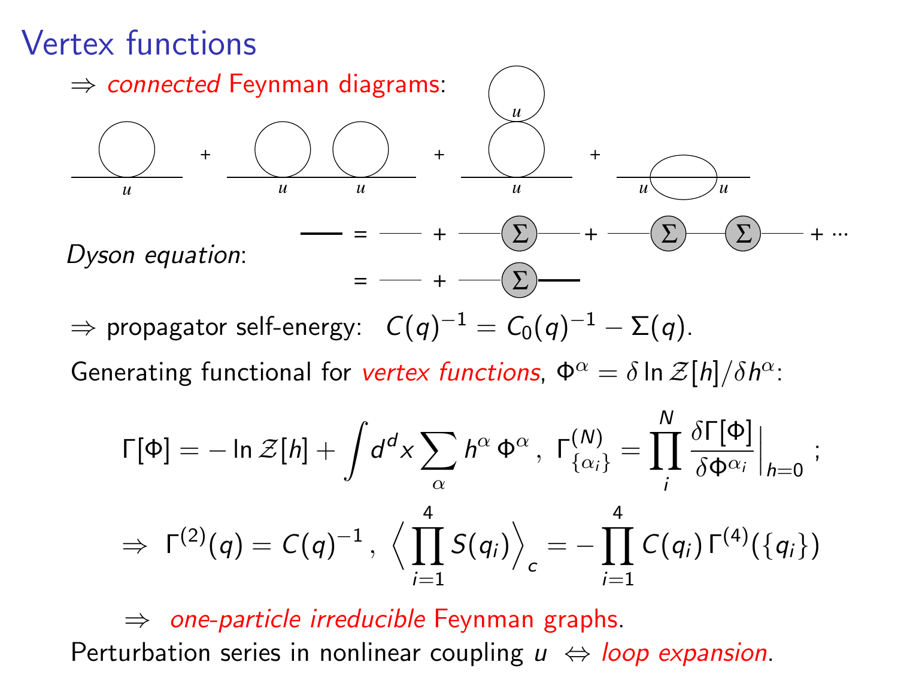# Vertex functions

$\Rightarrow$ *connected* Feynman diagrams:

*Dyson equation*:

$\Rightarrow$ propagator self-energy: $C(q)^{-1} = C_0(q)^{-1} - \Sigma(q)$.

Generating functional for *vertex functions*, $\Phi^\alpha = \delta \ln \mathcal{Z}[h] / \delta h^\alpha$:

$$\Gamma[\Phi] = -\ln \mathcal{Z}[h] + \int d^d x \sum_\alpha h^\alpha \, \Phi^\alpha \, , \; \Gamma^{(N)}_{\{\alpha_i\}} = \prod_i^N \frac{\delta \Gamma[\Phi]}{\delta \Phi^{\alpha_i}} \Big|_{h=0} \; ;$$

$$\Rightarrow \; \Gamma^{(2)}(q) = C(q)^{-1} \, , \; \Big\langle \prod_{i=1}^4 S(q_i) \Big\rangle_c = -\prod_{i=1}^4 C(q_i) \, \Gamma^{(4)}(\{q_i\})$$

$\Rightarrow$ *one-particle irreducible* Feynman graphs.

Perturbation series in nonlinear coupling $u \Leftrightarrow$ *loop expansion*.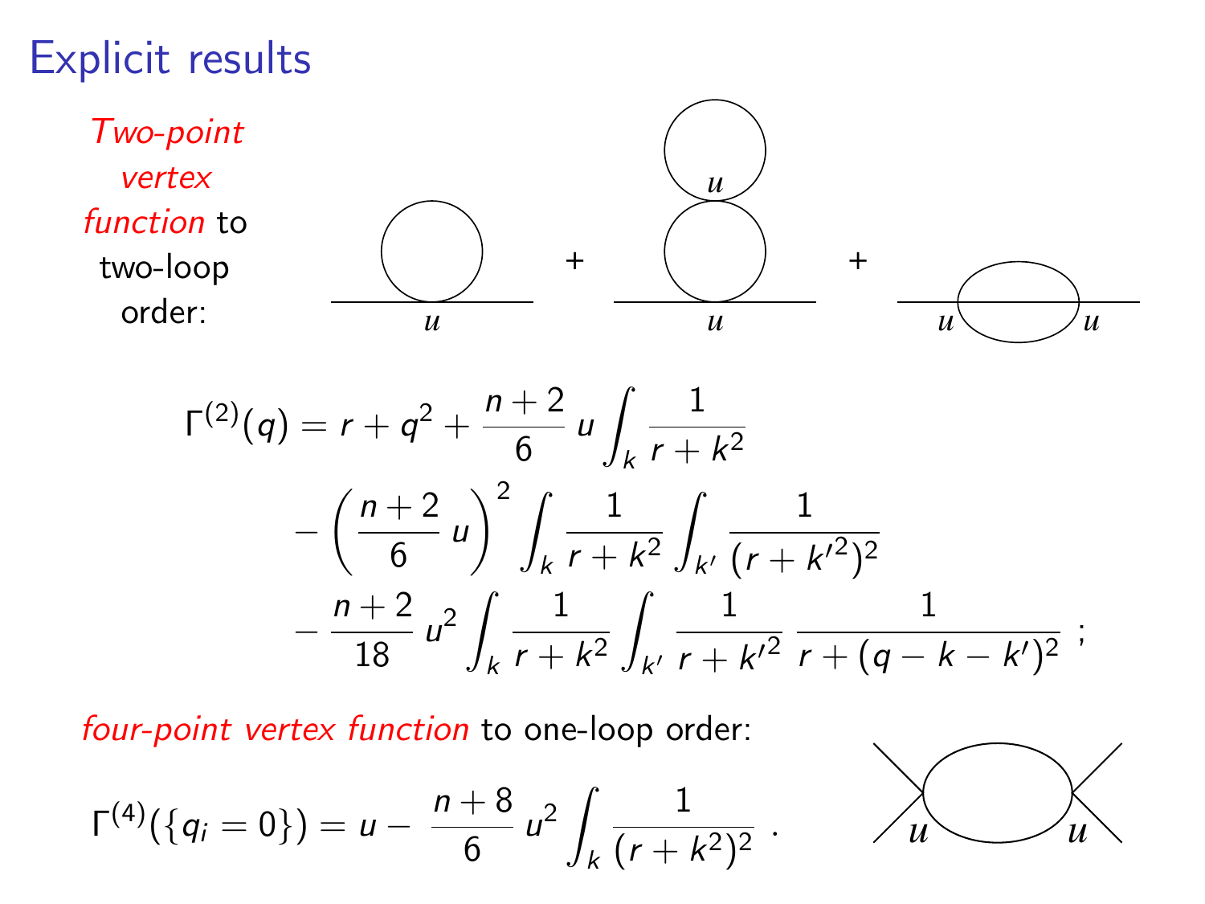# Explicit results

*Two-point vertex function* to two-loop order:

$$\Gamma^{(2)}(q) = r + q^2 + \frac{n+2}{6}\, u \int_k \frac{1}{r+k^2}$$
$$- \left(\frac{n+2}{6}\, u\right)^2 \int_k \frac{1}{r+k^2} \int_{k'} \frac{1}{(r+k'^2)^2}$$
$$- \frac{n+2}{18}\, u^2 \int_k \frac{1}{r+k^2} \int_{k'} \frac{1}{r+k'^2}\, \frac{1}{r+(q-k-k')^2}\ ;$$

*four-point vertex function* to one-loop order:

$$\Gamma^{(4)}(\{q_i = 0\}) = u - \frac{n+8}{6}\, u^2 \int_k \frac{1}{(r+k^2)^2}\ .$$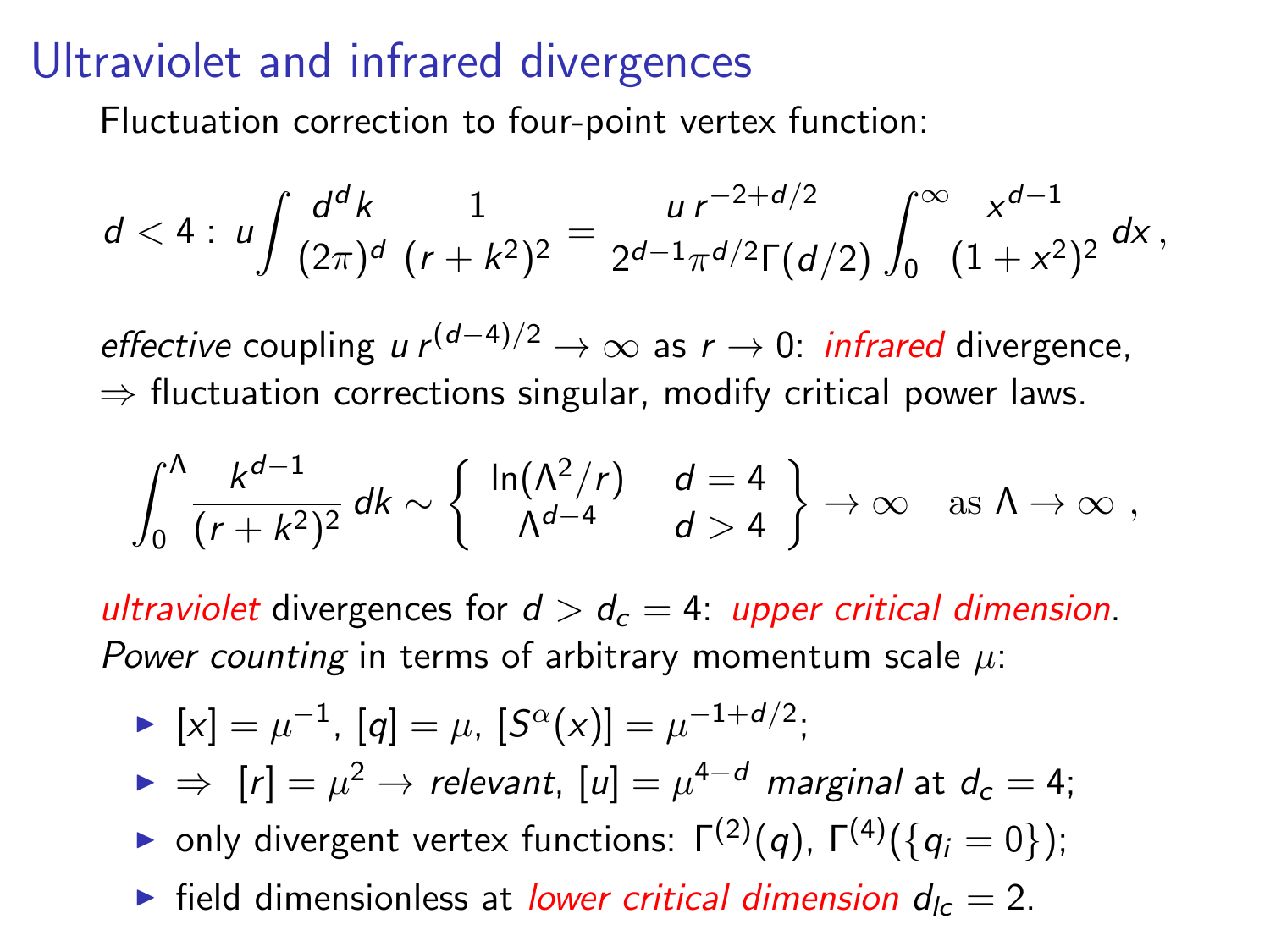# Ultraviolet and infrared divergences

Fluctuation correction to four-point vertex function:

$$d < 4: \; u \int \frac{d^d k}{(2\pi)^d} \frac{1}{(r + k^2)^2} = \frac{u \, r^{-2+d/2}}{2^{d-1} \pi^{d/2} \Gamma(d/2)} \int_0^\infty \frac{x^{d-1}}{(1+x^2)^2} \, dx \, ,$$

*effective* coupling $u \, r^{(d-4)/2} \to \infty$ as $r \to 0$: *infrared* divergence,
$\Rightarrow$ fluctuation corrections singular, modify critical power laws.

$$\int_0^\Lambda \frac{k^{d-1}}{(r + k^2)^2} \, dk \sim \left\{ \begin{array}{cc} \ln(\Lambda^2/r) & d = 4 \\ \Lambda^{d-4} & d > 4 \end{array} \right\} \to \infty \quad \text{as } \Lambda \to \infty \, ,$$

*ultraviolet* divergences for $d > d_c = 4$: *upper critical dimension*.
*Power counting* in terms of arbitrary momentum scale $\mu$:

- $[x] = \mu^{-1}$, $[q] = \mu$, $[S^\alpha(x)] = \mu^{-1+d/2}$;
- $\Rightarrow$ $[r] = \mu^2 \to$ *relevant*, $[u] = \mu^{4-d}$ *marginal* at $d_c = 4$;
- only divergent vertex functions: $\Gamma^{(2)}(q)$, $\Gamma^{(4)}(\{q_i = 0\})$;
- field dimensionless at *lower critical dimension* $d_{lc} = 2$.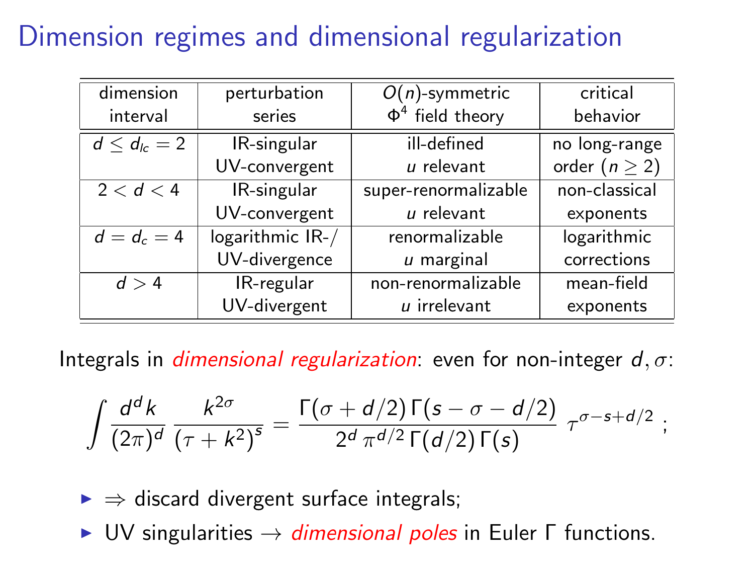# Dimension regimes and dimensional regularization

| dimension interval | perturbation series | $O(n)$-symmetric $\Phi^4$ field theory | critical behavior |
|---|---|---|---|
| $d \leq d_{lc} = 2$ | IR-singular UV-convergent | ill-defined $u$ relevant | no long-range order ($n \geq 2$) |
| $2 < d < 4$ | IR-singular UV-convergent | super-renormalizable $u$ relevant | non-classical exponents |
| $d = d_c = 4$ | logarithmic IR-/ UV-divergence | renormalizable $u$ marginal | logarithmic corrections |
| $d > 4$ | IR-regular UV-divergent | non-renormalizable $u$ irrelevant | mean-field exponents |

Integrals in *dimensional regularization*: even for non-integer $d, \sigma$:

$$\int \frac{d^d k}{(2\pi)^d} \frac{k^{2\sigma}}{(\tau + k^2)^s} = \frac{\Gamma(\sigma + d/2)\,\Gamma(s - \sigma - d/2)}{2^d\,\pi^{d/2}\,\Gamma(d/2)\,\Gamma(s)}\ \tau^{\sigma - s + d/2}\ ;$$

- $\Rightarrow$ discard divergent surface integrals;
- UV singularities $\rightarrow$ *dimensional poles* in Euler $\Gamma$ functions.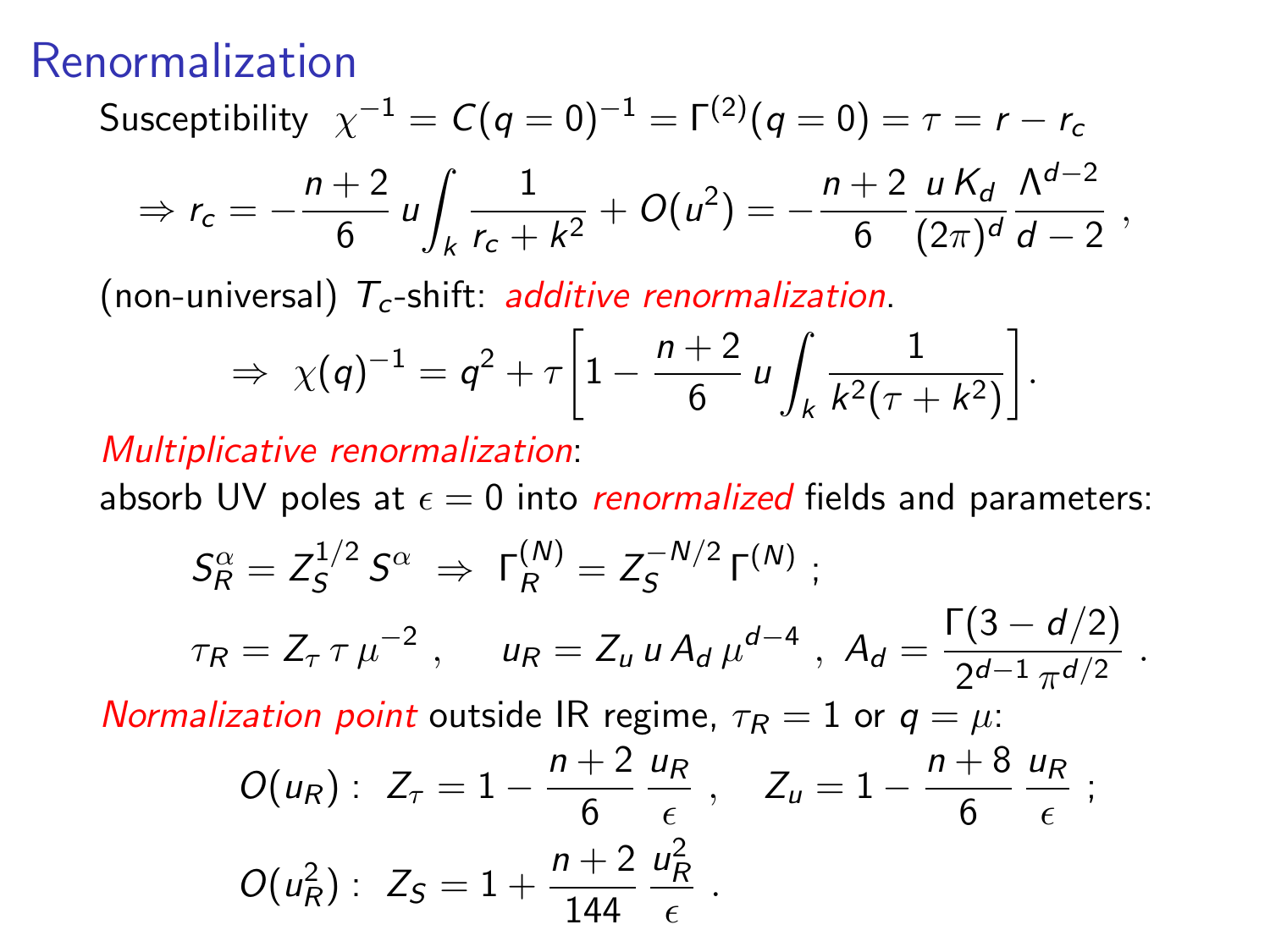# Renormalization

Susceptibility $\chi^{-1} = C(q=0)^{-1} = \Gamma^{(2)}(q=0) = \tau = r - r_c$

$$\Rightarrow r_c = -\frac{n+2}{6}\, u \int_k \frac{1}{r_c + k^2} + O(u^2) = -\frac{n+2}{6}\, \frac{u\, K_d}{(2\pi)^d}\, \frac{\Lambda^{d-2}}{d-2} \ ,$$

(non-universal) $T_c$-shift: *additive renormalization*.

$$\Rightarrow \ \chi(q)^{-1} = q^2 + \tau \left[ 1 - \frac{n+2}{6}\, u \int_k \frac{1}{k^2(\tau + k^2)} \right].$$

*Multiplicative renormalization*:
absorb UV poles at $\epsilon = 0$ into *renormalized* fields and parameters:

$$S_R^\alpha = Z_S^{1/2}\, S^\alpha \ \Rightarrow \ \Gamma_R^{(N)} = Z_S^{-N/2}\, \Gamma^{(N)} \ ;$$

$$\tau_R = Z_\tau\, \tau\, \mu^{-2} \ , \qquad u_R = Z_u\, u\, A_d\, \mu^{d-4} \ , \ A_d = \frac{\Gamma(3 - d/2)}{2^{d-1}\, \pi^{d/2}} \ .$$

*Normalization point* outside IR regime, $\tau_R = 1$ or $q = \mu$:

$$O(u_R): \ Z_\tau = 1 - \frac{n+2}{6}\, \frac{u_R}{\epsilon} \ , \quad Z_u = 1 - \frac{n+8}{6}\, \frac{u_R}{\epsilon} \ ;$$

$$O(u_R^2): \ Z_S = 1 + \frac{n+2}{144}\, \frac{u_R^2}{\epsilon} \ .$$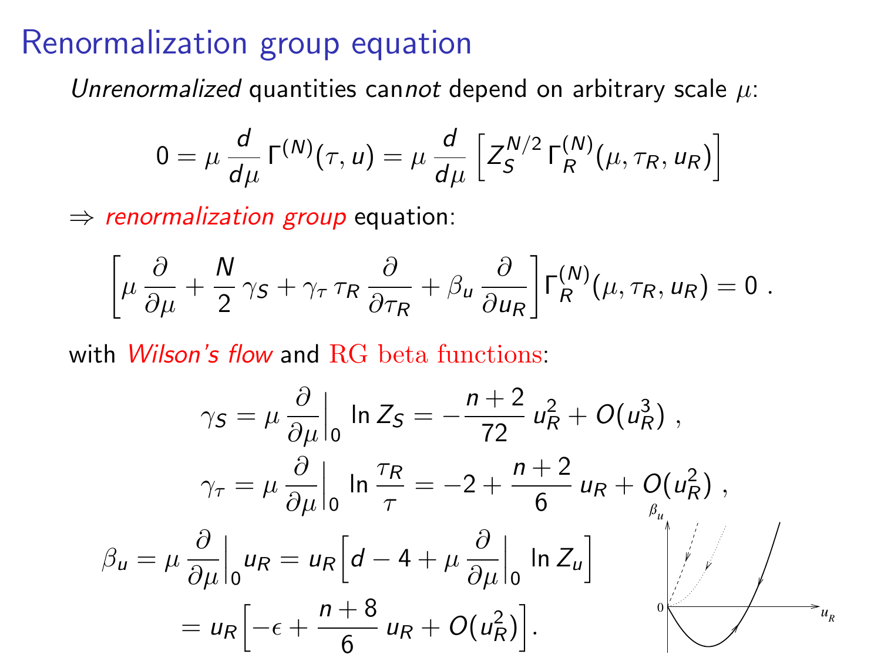# Renormalization group equation

*Unrenormalized* quantities can*not* depend on arbitrary scale $\mu$:

$$0 = \mu \frac{d}{d\mu} \Gamma^{(N)}(\tau, u) = \mu \frac{d}{d\mu} \left[ Z_S^{N/2} \, \Gamma_R^{(N)}(\mu, \tau_R, u_R) \right]$$

$\Rightarrow$ *renormalization group* equation:

$$\left[ \mu \frac{\partial}{\partial \mu} + \frac{N}{2} \gamma_S + \gamma_\tau \, \tau_R \frac{\partial}{\partial \tau_R} + \beta_u \frac{\partial}{\partial u_R} \right] \Gamma_R^{(N)}(\mu, \tau_R, u_R) = 0 \; .$$

with *Wilson's flow* and RG beta functions:

$$\gamma_S = \mu \frac{\partial}{\partial \mu}\Big|_0 \ln Z_S = -\frac{n+2}{72} \, u_R^2 + O(u_R^3) \; ,$$

$$\gamma_\tau = \mu \frac{\partial}{\partial \mu}\Big|_0 \ln \frac{\tau_R}{\tau} = -2 + \frac{n+2}{6} \, u_R + O(u_R^2) \; ,$$

$$\beta_u = \mu \frac{\partial}{\partial \mu}\Big|_0 u_R = u_R \Big[ d - 4 + \mu \frac{\partial}{\partial \mu}\Big|_0 \ln Z_u \Big]$$

$$= u_R \Big[ -\epsilon + \frac{n+8}{6} \, u_R + O(u_R^2) \Big] .$$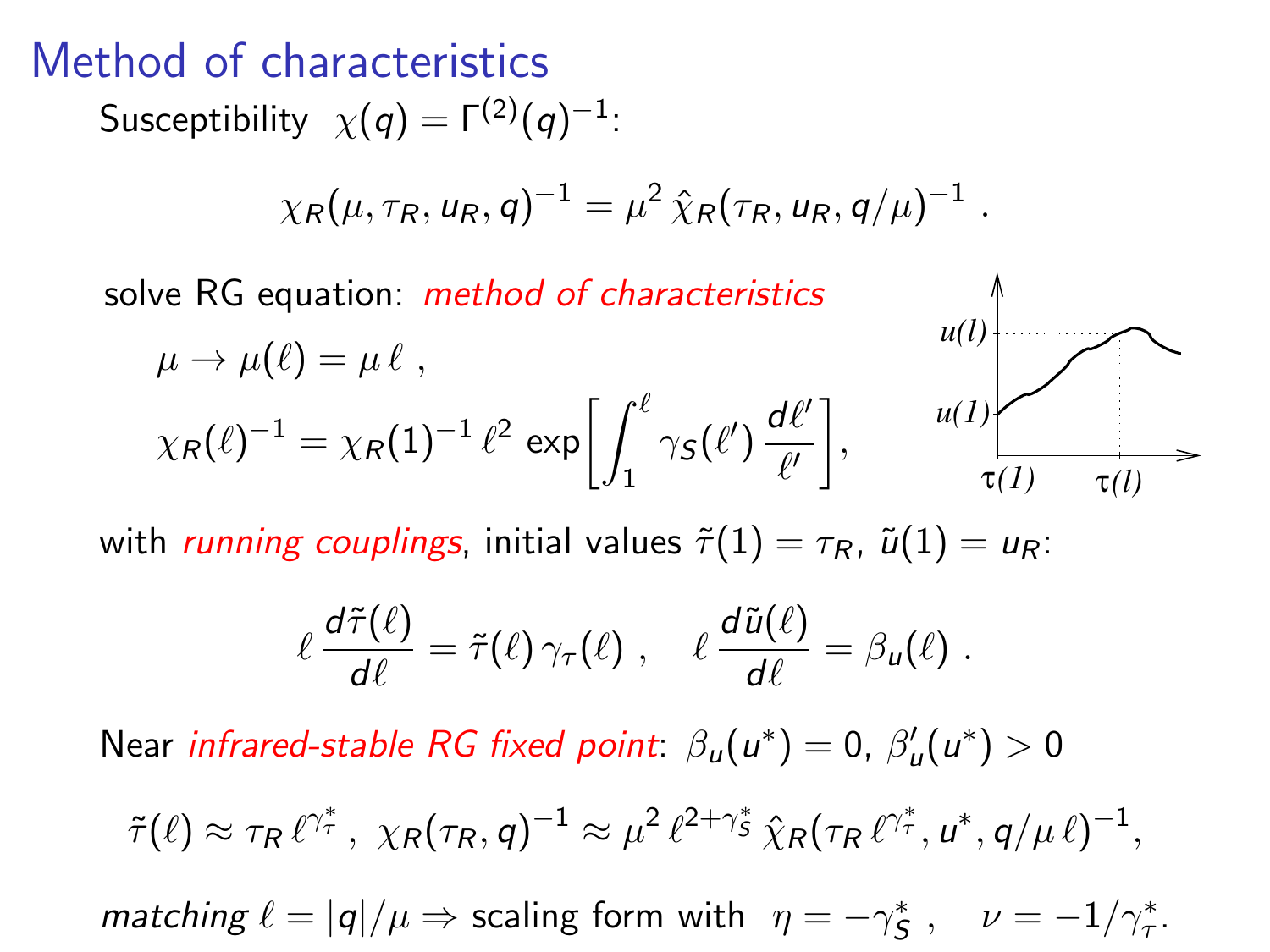# Method of characteristics

Susceptibility $\chi(q) = \Gamma^{(2)}(q)^{-1}$:

$$\chi_R(\mu, \tau_R, u_R, q)^{-1} = \mu^2 \, \hat{\chi}_R(\tau_R, u_R, q/\mu)^{-1} \; .$$

solve RG equation: *method of characteristics*

$$\mu \to \mu(\ell) = \mu \, \ell \; ,$$

$$\chi_R(\ell)^{-1} = \chi_R(1)^{-1} \, \ell^2 \, \exp\left[ \int_1^\ell \gamma_S(\ell') \, \frac{d\ell'}{\ell'} \right],$$

with *running couplings*, initial values $\tilde{\tau}(1) = \tau_R$, $\tilde{u}(1) = u_R$:

$$\ell \, \frac{d\tilde{\tau}(\ell)}{d\ell} = \tilde{\tau}(\ell) \, \gamma_\tau(\ell) \; , \quad \ell \, \frac{d\tilde{u}(\ell)}{d\ell} = \beta_u(\ell) \; .$$

Near *infrared-stable RG fixed point*: $\beta_u(u^*) = 0$, $\beta_u'(u^*) > 0$

$$\tilde{\tau}(\ell) \approx \tau_R \, \ell^{\gamma_\tau^*} \, , \; \chi_R(\tau_R, q)^{-1} \approx \mu^2 \, \ell^{2+\gamma_S^*} \, \hat{\chi}_R(\tau_R \, \ell^{\gamma_\tau^*}, u^*, q/\mu \, \ell)^{-1},$$

*matching* $\ell = |q|/\mu \Rightarrow$ scaling form with $\eta = -\gamma_S^*$ , $\nu = -1/\gamma_\tau^*$.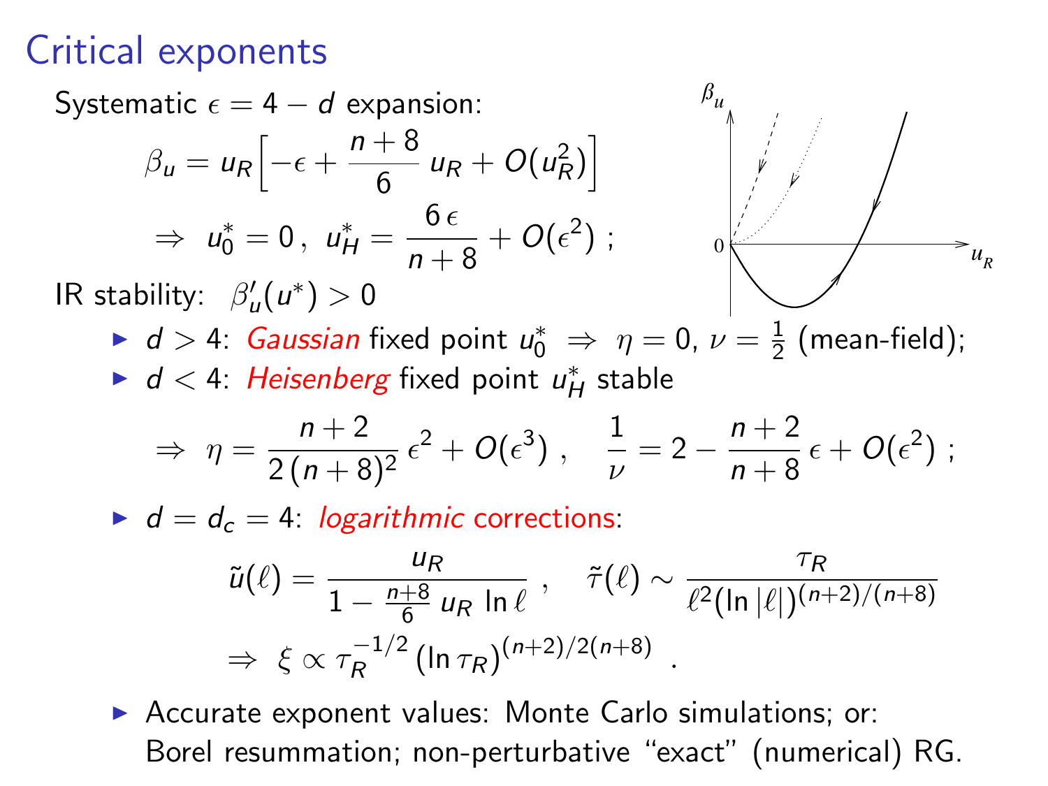# Critical exponents

Systematic $\epsilon = 4 - d$ expansion:

$$\beta_u = u_R \left[ -\epsilon + \frac{n+8}{6} \, u_R + O(u_R^2) \right]$$

$$\Rightarrow \; u_0^* = 0 \, , \; u_H^* = \frac{6\,\epsilon}{n+8} + O(\epsilon^2) \; ;$$

IR stability: $\beta_u'(u^*) > 0$

- $d > 4$: *Gaussian* fixed point $u_0^* \; \Rightarrow \; \eta = 0$, $\nu = \frac{1}{2}$ (mean-field);
- $d < 4$: *Heisenberg* fixed point $u_H^*$ stable

$$\Rightarrow \; \eta = \frac{n+2}{2\,(n+8)^2} \, \epsilon^2 + O(\epsilon^3) \; , \quad \frac{1}{\nu} = 2 - \frac{n+2}{n+8} \, \epsilon + O(\epsilon^2) \; ;$$

- $d = d_c = 4$: *logarithmic* corrections:

$$\tilde{u}(\ell) = \frac{u_R}{1 - \frac{n+8}{6} \, u_R \, \ln \ell} \; , \quad \tilde{\tau}(\ell) \sim \frac{\tau_R}{\ell^2 (\ln |\ell|)^{(n+2)/(n+8)}}$$

$$\Rightarrow \; \xi \propto \tau_R^{-1/2} \, (\ln \tau_R)^{(n+2)/2(n+8)} \; .$$

- Accurate exponent values: Monte Carlo simulations; or: Borel resummation; non-perturbative "exact" (numerical) RG.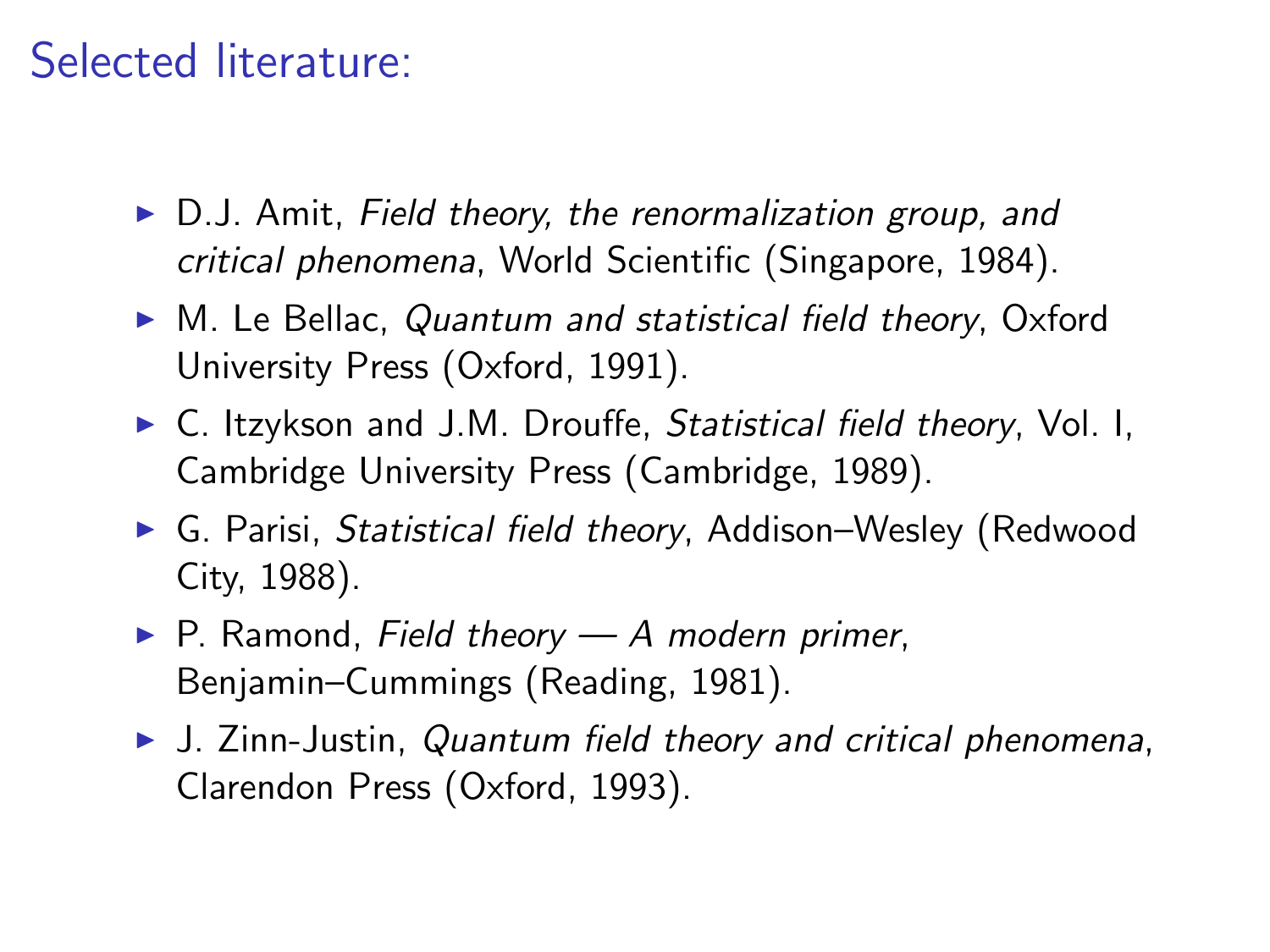## Selected literature:

- D.J. Amit, *Field theory, the renormalization group, and critical phenomena*, World Scientific (Singapore, 1984).
- M. Le Bellac, *Quantum and statistical field theory*, Oxford University Press (Oxford, 1991).
- C. Itzykson and J.M. Drouffe, *Statistical field theory*, Vol. I, Cambridge University Press (Cambridge, 1989).
- G. Parisi, *Statistical field theory*, Addison–Wesley (Redwood City, 1988).
- P. Ramond, *Field theory — A modern primer*, Benjamin–Cummings (Reading, 1981).
- J. Zinn-Justin, *Quantum field theory and critical phenomena*, Clarendon Press (Oxford, 1993).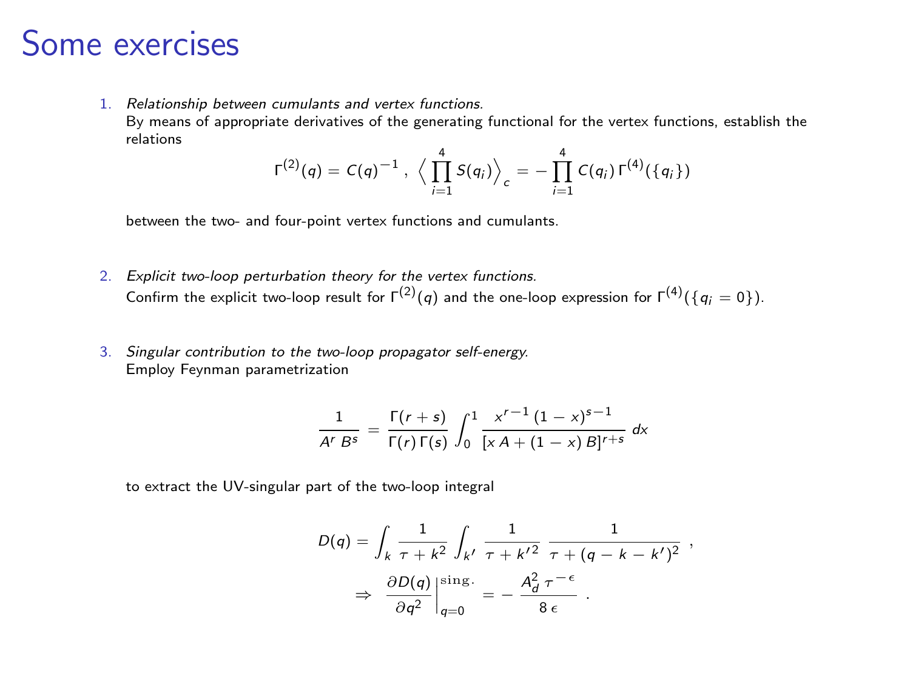# Some exercises

1. *Relationship between cumulants and vertex functions.*
   By means of appropriate derivatives of the generating functional for the vertex functions, establish the relations

   $$\Gamma^{(2)}(q) = C(q)^{-1} \, , \; \Big\langle \prod_{i=1}^{4} S(q_i) \Big\rangle_c = - \prod_{i=1}^{4} C(q_i) \, \Gamma^{(4)}(\{q_i\})$$

   between the two- and four-point vertex functions and cumulants.

2. *Explicit two-loop perturbation theory for the vertex functions.*
   Confirm the explicit two-loop result for $\Gamma^{(2)}(q)$ and the one-loop expression for $\Gamma^{(4)}(\{q_i = 0\})$.

3. *Singular contribution to the two-loop propagator self-energy.*
   Employ Feynman parametrization

   $$\frac{1}{A^r \, B^s} = \frac{\Gamma(r+s)}{\Gamma(r) \, \Gamma(s)} \int_0^1 \frac{x^{r-1} \, (1-x)^{s-1}}{[x \, A + (1-x) \, B]^{r+s}} \, dx$$

   to extract the UV-singular part of the two-loop integral

   $$D(q) = \int_k \frac{1}{\tau + k^2} \int_{k'} \frac{1}{\tau + k'^2} \, \frac{1}{\tau + (q - k - k')^2} \; ,$$

   $$\Rightarrow \;\; \frac{\partial D(q)}{\partial q^2}\bigg|_{q=0}^{\text{sing.}} = - \, \frac{A_d^2 \, \tau^{-\epsilon}}{8 \, \epsilon} \; .$$